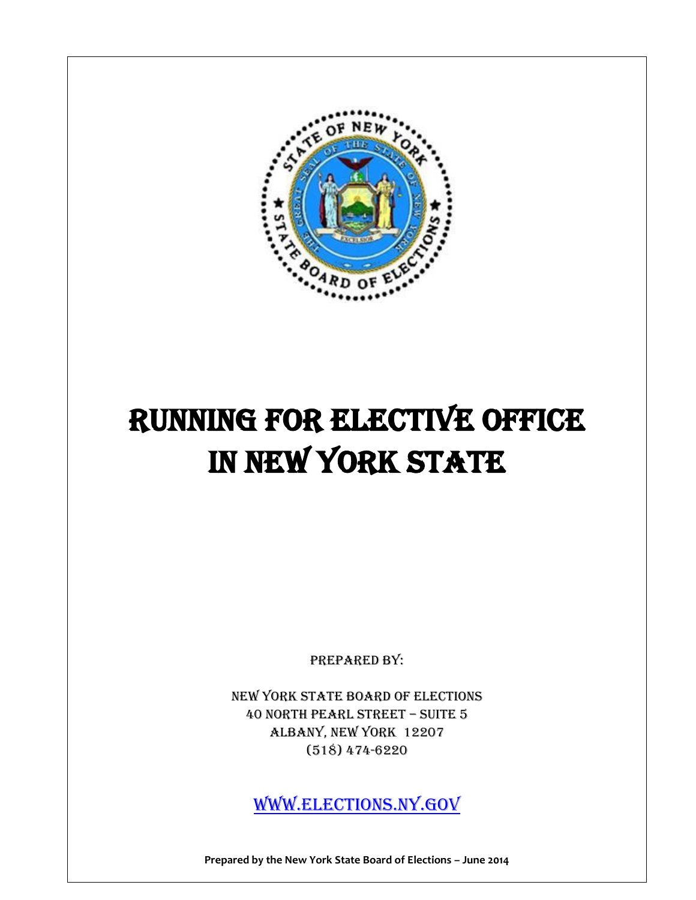# RUNNING FOR ELECTIVE OFFICE IN NEW YORK STATE

PREPARED BY:

NEW YORK STATE BOARD OF ELECTIONS
40 NORTH PEARL STREET – SUITE 5
ALBANY, NEW YORK 12207
(518) 474-6220

WWW.ELECTIONS.NY.GOV

**Prepared by the New York State Board of Elections – June 2014**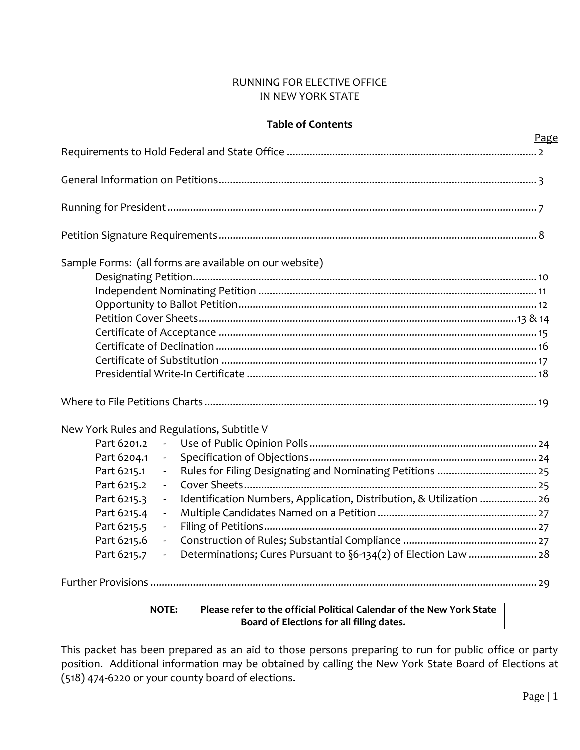# RUNNING FOR ELECTIVE OFFICE IN NEW YORK STATE

## Table of Contents

| | Page |
|---|---|
| Requirements to Hold Federal and State Office | 2 |
| General Information on Petitions | 3 |
| Running for President | 7 |
| Petition Signature Requirements | 8 |
| Sample Forms: (all forms are available on our website) | |
| Designating Petition | 10 |
| Independent Nominating Petition | 11 |
| Opportunity to Ballot Petition | 12 |
| Petition Cover Sheets | 13 & 14 |
| Certificate of Acceptance | 15 |
| Certificate of Declination | 16 |
| Certificate of Substitution | 17 |
| Presidential Write-In Certificate | 18 |
| Where to File Petitions Charts | 19 |
| New York Rules and Regulations, Subtitle V | |
| Part 6201.2 - Use of Public Opinion Polls | 24 |
| Part 6204.1 - Specification of Objections | 24 |
| Part 6215.1 - Rules for Filing Designating and Nominating Petitions | 25 |
| Part 6215.2 - Cover Sheets | 25 |
| Part 6215.3 - Identification Numbers, Application, Distribution, & Utilization | 26 |
| Part 6215.4 - Multiple Candidates Named on a Petition | 27 |
| Part 6215.5 - Filing of Petitions | 27 |
| Part 6215.6 - Construction of Rules; Substantial Compliance | 27 |
| Part 6215.7 - Determinations; Cures Pursuant to §6-134(2) of Election Law | 28 |
| Further Provisions | 29 |

**NOTE: Please refer to the official Political Calendar of the New York State Board of Elections for all filing dates.**

This packet has been prepared as an aid to those persons preparing to run for public office or party position. Additional information may be obtained by calling the New York State Board of Elections at (518) 474-6220 or your county board of elections.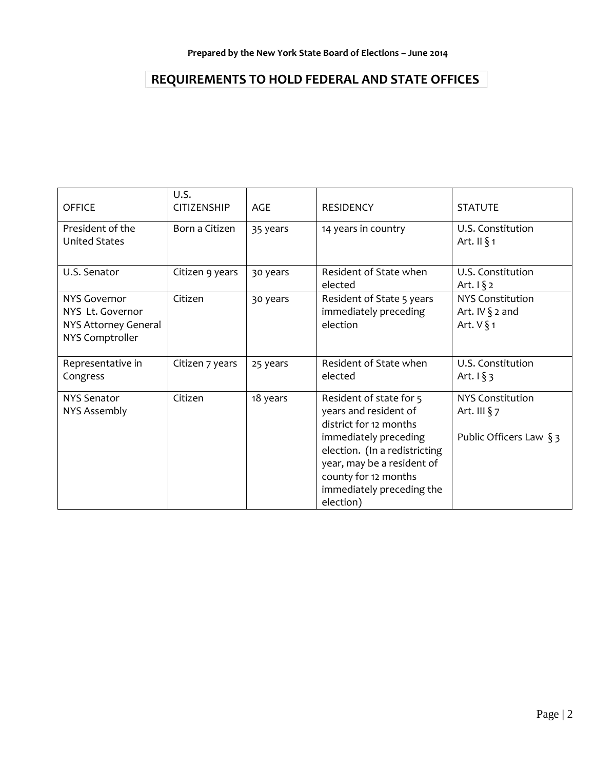**Prepared by the New York State Board of Elections – June 2014**

# REQUIREMENTS TO HOLD FEDERAL AND STATE OFFICES

| OFFICE | U.S. CITIZENSHIP | AGE | RESIDENCY | STATUTE |
|---|---|---|---|---|
| President of the United States | Born a Citizen | 35 years | 14 years in country | U.S. Constitution Art. II § 1 |
| U.S. Senator | Citizen 9 years | 30 years | Resident of State when elected | U.S. Constitution Art. I § 2 |
| NYS Governor<br>NYS Lt. Governor<br>NYS Attorney General<br>NYS Comptroller | Citizen | 30 years | Resident of State 5 years immediately preceding election | NYS Constitution Art. IV § 2 and Art. V § 1 |
| Representative in Congress | Citizen 7 years | 25 years | Resident of State when elected | U.S. Constitution Art. I § 3 |
| NYS Senator<br>NYS Assembly | Citizen | 18 years | Resident of state for 5 years and resident of district for 12 months immediately preceding election. (In a redistricting year, may be a resident of county for 12 months immediately preceding the election) | NYS Constitution Art. III § 7<br><br>Public Officers Law § 3 |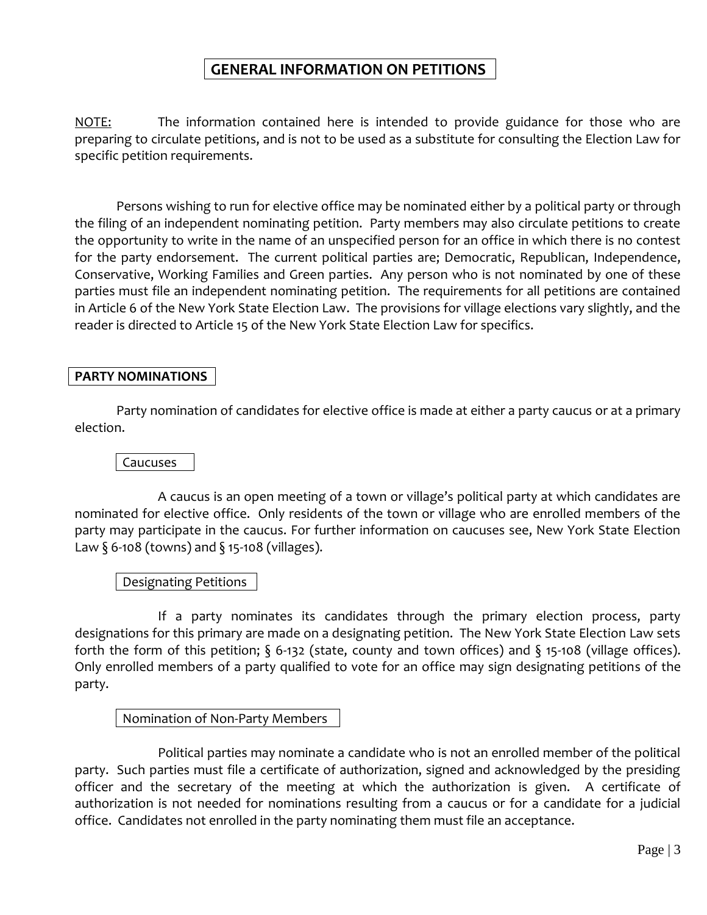# GENERAL INFORMATION ON PETITIONS

<u>NOTE:</u> The information contained here is intended to provide guidance for those who are preparing to circulate petitions, and is not to be used as a substitute for consulting the Election Law for specific petition requirements.

Persons wishing to run for elective office may be nominated either by a political party or through the filing of an independent nominating petition. Party members may also circulate petitions to create the opportunity to write in the name of an unspecified person for an office in which there is no contest for the party endorsement. The current political parties are; Democratic, Republican, Independence, Conservative, Working Families and Green parties. Any person who is not nominated by one of these parties must file an independent nominating petition. The requirements for all petitions are contained in Article 6 of the New York State Election Law. The provisions for village elections vary slightly, and the reader is directed to Article 15 of the New York State Election Law for specifics.

## PARTY NOMINATIONS

Party nomination of candidates for elective office is made at either a party caucus or at a primary election.

### Caucuses

A caucus is an open meeting of a town or village's political party at which candidates are nominated for elective office. Only residents of the town or village who are enrolled members of the party may participate in the caucus. For further information on caucuses see, New York State Election Law § 6-108 (towns) and § 15-108 (villages).

### Designating Petitions

If a party nominates its candidates through the primary election process, party designations for this primary are made on a designating petition. The New York State Election Law sets forth the form of this petition; § 6-132 (state, county and town offices) and § 15-108 (village offices). Only enrolled members of a party qualified to vote for an office may sign designating petitions of the party.

### Nomination of Non-Party Members

Political parties may nominate a candidate who is not an enrolled member of the political party. Such parties must file a certificate of authorization, signed and acknowledged by the presiding officer and the secretary of the meeting at which the authorization is given. A certificate of authorization is not needed for nominations resulting from a caucus or for a candidate for a judicial office. Candidates not enrolled in the party nominating them must file an acceptance.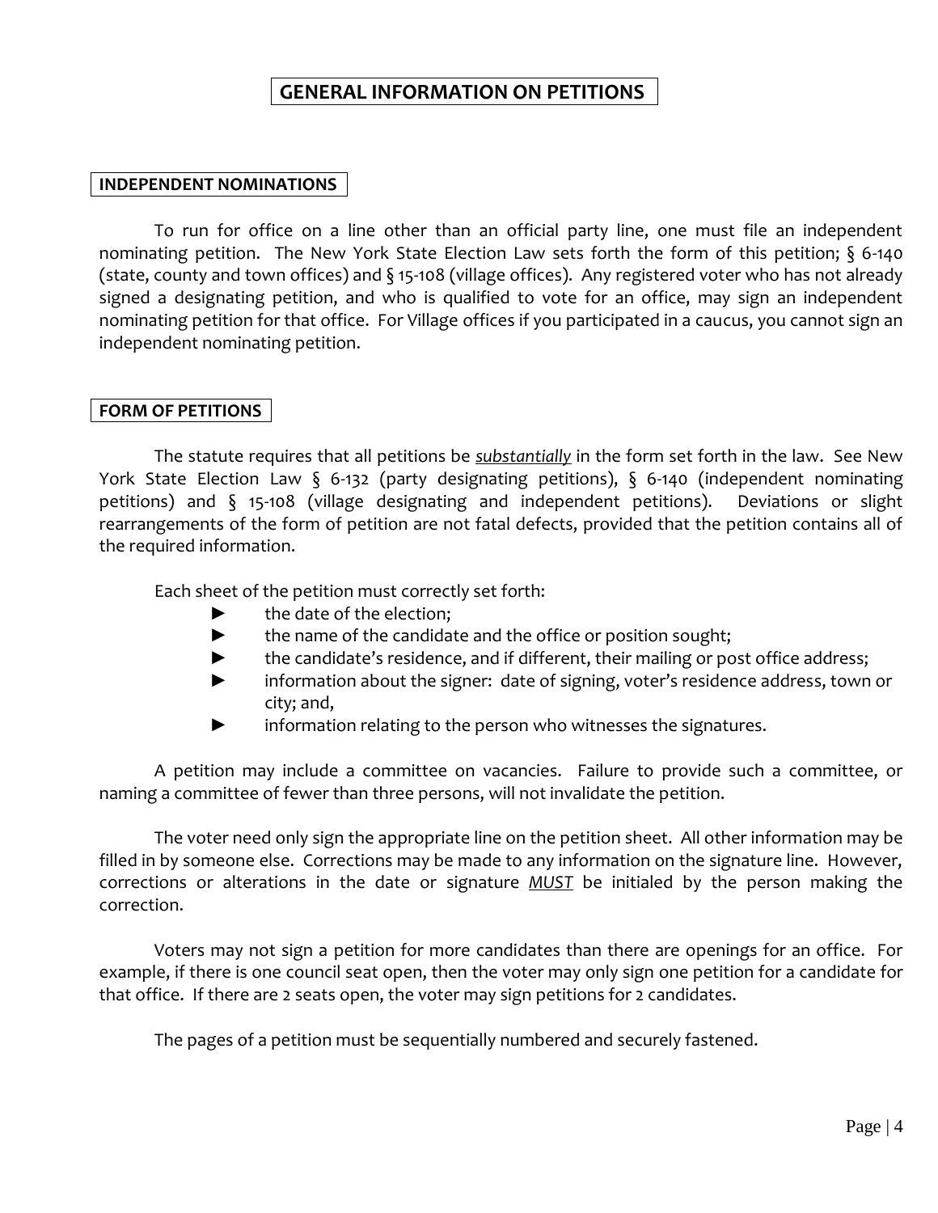# GENERAL INFORMATION ON PETITIONS

## INDEPENDENT NOMINATIONS

To run for office on a line other than an official party line, one must file an independent nominating petition. The New York State Election Law sets forth the form of this petition; § 6-140 (state, county and town offices) and § 15-108 (village offices). Any registered voter who has not already signed a designating petition, and who is qualified to vote for an office, may sign an independent nominating petition for that office. For Village offices if you participated in a caucus, you cannot sign an independent nominating petition.

## FORM OF PETITIONS

The statute requires that all petitions be ***substantially*** in the form set forth in the law. See New York State Election Law § 6-132 (party designating petitions), § 6-140 (independent nominating petitions) and § 15-108 (village designating and independent petitions). Deviations or slight rearrangements of the form of petition are not fatal defects, provided that the petition contains all of the required information.

Each sheet of the petition must correctly set forth:

- the date of the election;
- the name of the candidate and the office or position sought;
- the candidate's residence, and if different, their mailing or post office address;
- information about the signer: date of signing, voter's residence address, town or city; and,
- information relating to the person who witnesses the signatures.

A petition may include a committee on vacancies. Failure to provide such a committee, or naming a committee of fewer than three persons, will not invalidate the petition.

The voter need only sign the appropriate line on the petition sheet. All other information may be filled in by someone else. Corrections may be made to any information on the signature line. However, corrections or alterations in the date or signature ***MUST*** be initialed by the person making the correction.

Voters may not sign a petition for more candidates than there are openings for an office. For example, if there is one council seat open, then the voter may only sign one petition for a candidate for that office. If there are 2 seats open, the voter may sign petitions for 2 candidates.

The pages of a petition must be sequentially numbered and securely fastened.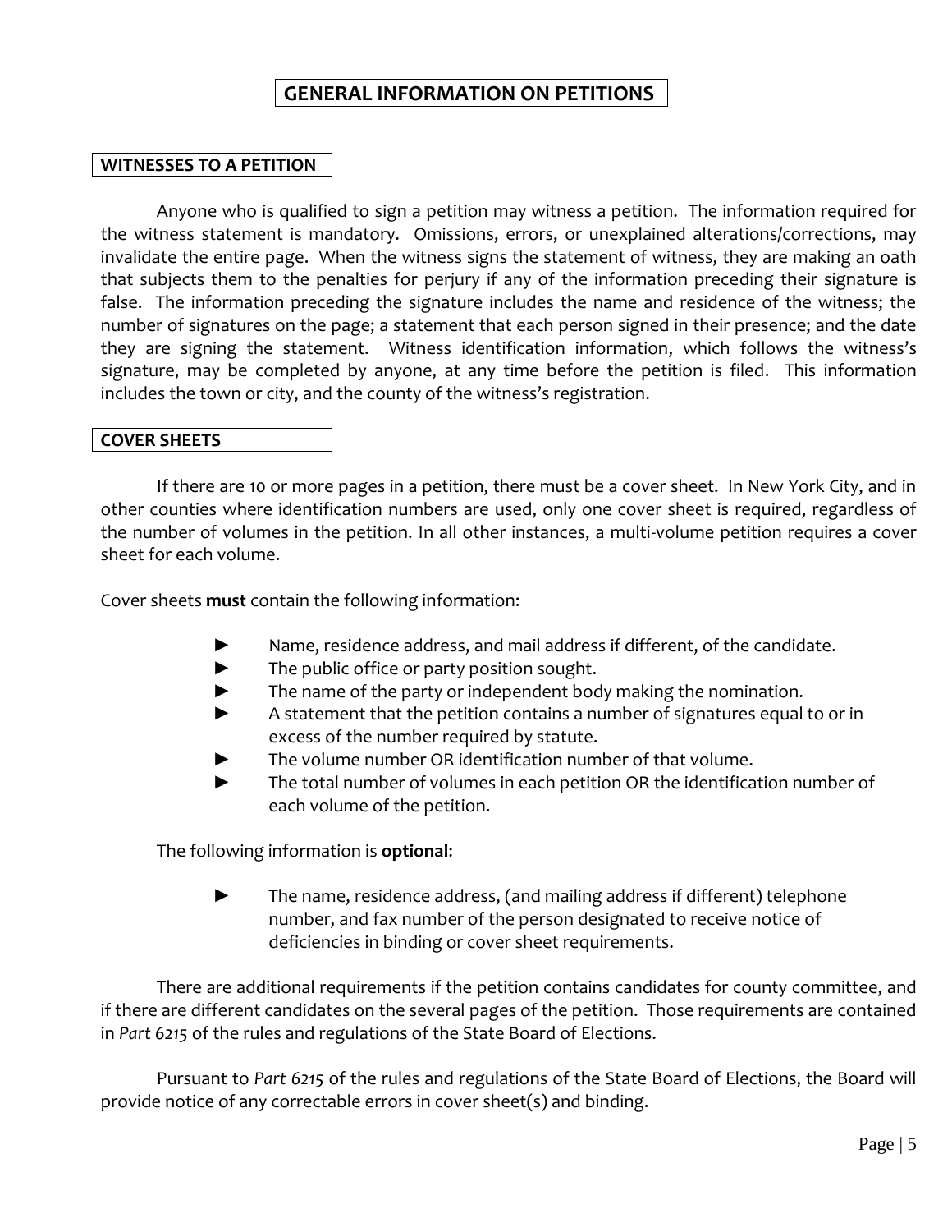# GENERAL INFORMATION ON PETITIONS

## WITNESSES TO A PETITION

Anyone who is qualified to sign a petition may witness a petition. The information required for the witness statement is mandatory. Omissions, errors, or unexplained alterations/corrections, may invalidate the entire page. When the witness signs the statement of witness, they are making an oath that subjects them to the penalties for perjury if any of the information preceding their signature is false. The information preceding the signature includes the name and residence of the witness; the number of signatures on the page; a statement that each person signed in their presence; and the date they are signing the statement. Witness identification information, which follows the witness's signature, may be completed by anyone, at any time before the petition is filed. This information includes the town or city, and the county of the witness's registration.

## COVER SHEETS

If there are 10 or more pages in a petition, there must be a cover sheet. In New York City, and in other counties where identification numbers are used, only one cover sheet is required, regardless of the number of volumes in the petition. In all other instances, a multi-volume petition requires a cover sheet for each volume.

Cover sheets **must** contain the following information:

- Name, residence address, and mail address if different, of the candidate.
- The public office or party position sought.
- The name of the party or independent body making the nomination.
- A statement that the petition contains a number of signatures equal to or in excess of the number required by statute.
- The volume number OR identification number of that volume.
- The total number of volumes in each petition OR the identification number of each volume of the petition.

The following information is **optional**:

- The name, residence address, (and mailing address if different) telephone number, and fax number of the person designated to receive notice of deficiencies in binding or cover sheet requirements.

There are additional requirements if the petition contains candidates for county committee, and if there are different candidates on the several pages of the petition. Those requirements are contained in *Part 6215* of the rules and regulations of the State Board of Elections.

Pursuant to *Part 6215* of the rules and regulations of the State Board of Elections, the Board will provide notice of any correctable errors in cover sheet(s) and binding.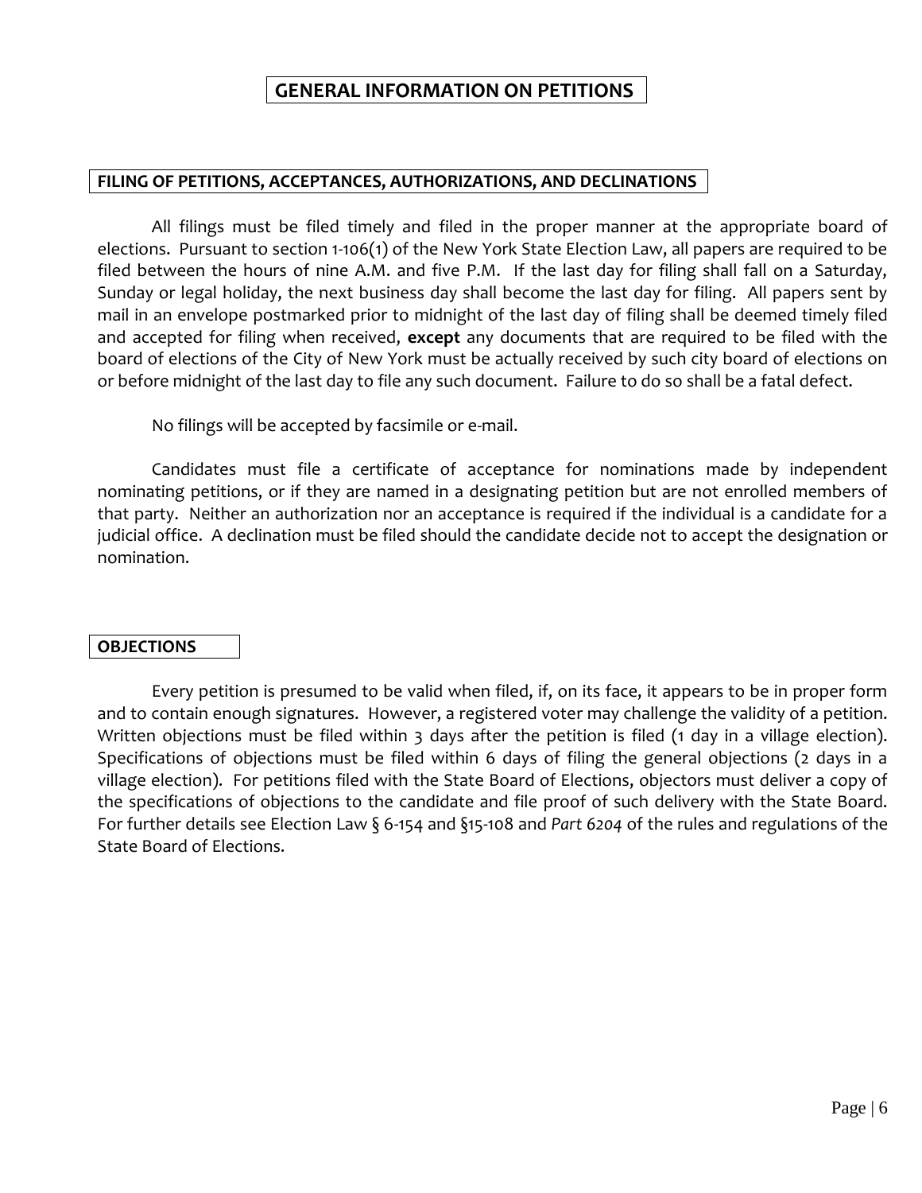# GENERAL INFORMATION ON PETITIONS

## FILING OF PETITIONS, ACCEPTANCES, AUTHORIZATIONS, AND DECLINATIONS

All filings must be filed timely and filed in the proper manner at the appropriate board of elections. Pursuant to section 1-106(1) of the New York State Election Law, all papers are required to be filed between the hours of nine A.M. and five P.M. If the last day for filing shall fall on a Saturday, Sunday or legal holiday, the next business day shall become the last day for filing. All papers sent by mail in an envelope postmarked prior to midnight of the last day of filing shall be deemed timely filed and accepted for filing when received, **except** any documents that are required to be filed with the board of elections of the City of New York must be actually received by such city board of elections on or before midnight of the last day to file any such document. Failure to do so shall be a fatal defect.

No filings will be accepted by facsimile or e-mail.

Candidates must file a certificate of acceptance for nominations made by independent nominating petitions, or if they are named in a designating petition but are not enrolled members of that party. Neither an authorization nor an acceptance is required if the individual is a candidate for a judicial office. A declination must be filed should the candidate decide not to accept the designation or nomination.

## OBJECTIONS

Every petition is presumed to be valid when filed, if, on its face, it appears to be in proper form and to contain enough signatures. However, a registered voter may challenge the validity of a petition. Written objections must be filed within 3 days after the petition is filed (1 day in a village election). Specifications of objections must be filed within 6 days of filing the general objections (2 days in a village election). For petitions filed with the State Board of Elections, objectors must deliver a copy of the specifications of objections to the candidate and file proof of such delivery with the State Board. For further details see Election Law § 6-154 and §15-108 and *Part 6204* of the rules and regulations of the State Board of Elections.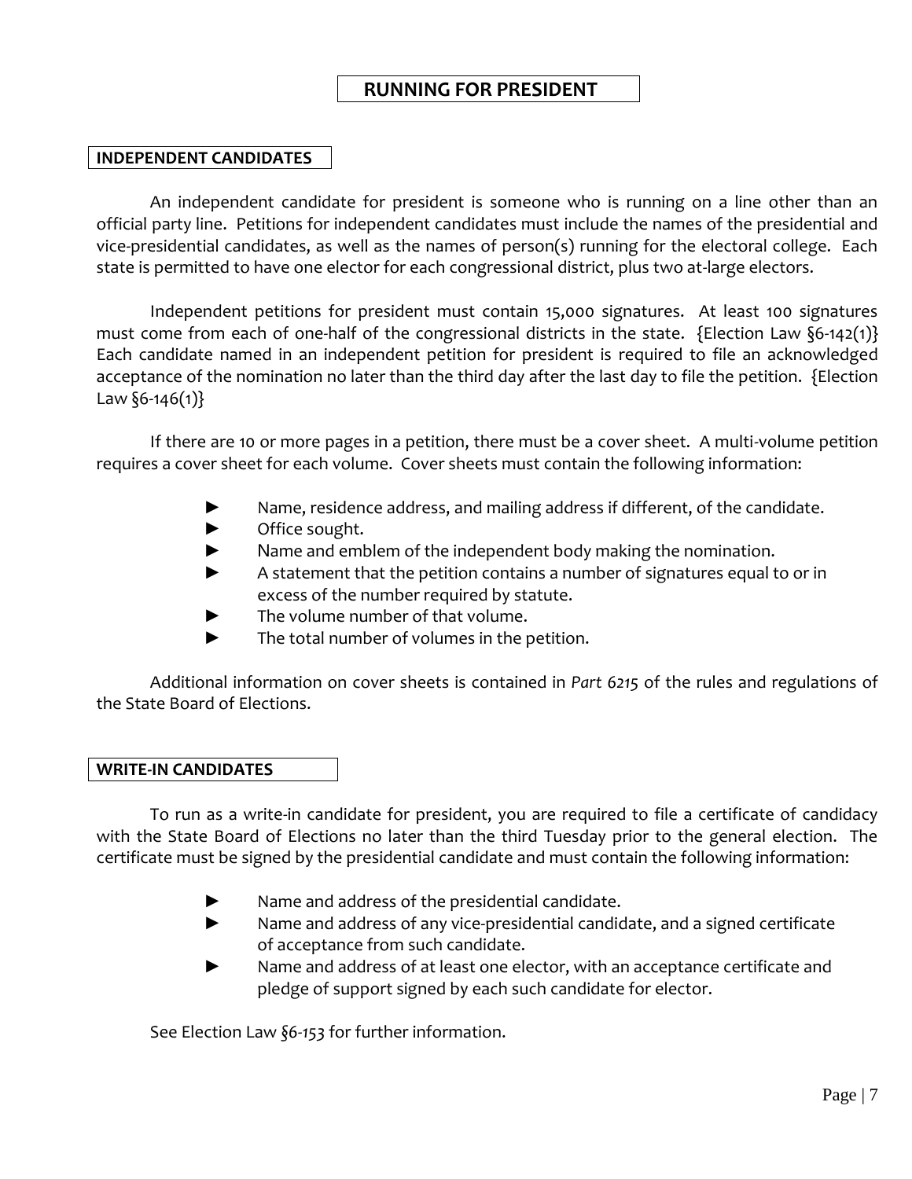# RUNNING FOR PRESIDENT

## INDEPENDENT CANDIDATES

An independent candidate for president is someone who is running on a line other than an official party line. Petitions for independent candidates must include the names of the presidential and vice-presidential candidates, as well as the names of person(s) running for the electoral college. Each state is permitted to have one elector for each congressional district, plus two at-large electors.

Independent petitions for president must contain 15,000 signatures. At least 100 signatures must come from each of one-half of the congressional districts in the state. {Election Law §6-142(1)} Each candidate named in an independent petition for president is required to file an acknowledged acceptance of the nomination no later than the third day after the last day to file the petition. {Election Law §6-146(1)}

If there are 10 or more pages in a petition, there must be a cover sheet. A multi-volume petition requires a cover sheet for each volume. Cover sheets must contain the following information:

- Name, residence address, and mailing address if different, of the candidate.
- Office sought.
- Name and emblem of the independent body making the nomination.
- A statement that the petition contains a number of signatures equal to or in excess of the number required by statute.
- The volume number of that volume.
- The total number of volumes in the petition.

Additional information on cover sheets is contained in *Part 6215* of the rules and regulations of the State Board of Elections.

## WRITE-IN CANDIDATES

To run as a write-in candidate for president, you are required to file a certificate of candidacy with the State Board of Elections no later than the third Tuesday prior to the general election. The certificate must be signed by the presidential candidate and must contain the following information:

- Name and address of the presidential candidate.
- Name and address of any vice-presidential candidate, and a signed certificate of acceptance from such candidate.
- Name and address of at least one elector, with an acceptance certificate and pledge of support signed by each such candidate for elector.

See Election Law *§6-153* for further information.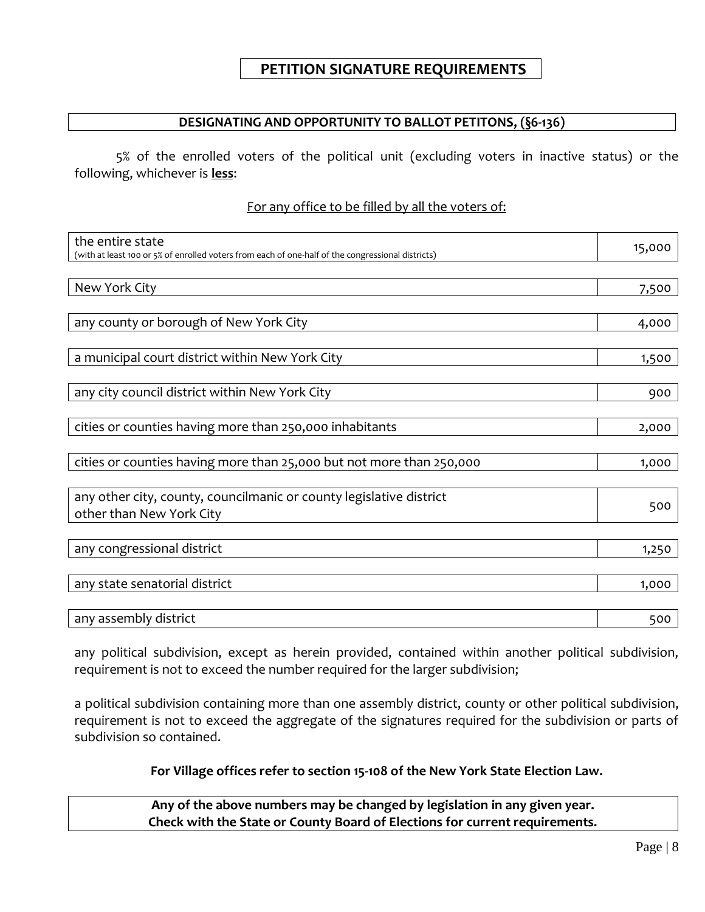# PETITION SIGNATURE REQUIREMENTS

## DESIGNATING AND OPPORTUNITY TO BALLOT PETITONS, (§6-136)

5% of the enrolled voters of the political unit (excluding voters in inactive status) or the following, whichever is **less**:

For any office to be filled by all the voters of:

| Office | Signatures |
|---|---|
| the entire state (with at least 100 or 5% of enrolled voters from each of one-half of the congressional districts) | 15,000 |
| New York City | 7,500 |
| any county or borough of New York City | 4,000 |
| a municipal court district within New York City | 1,500 |
| any city council district within New York City | 900 |
| cities or counties having more than 250,000 inhabitants | 2,000 |
| cities or counties having more than 25,000 but not more than 250,000 | 1,000 |
| any other city, county, councilmanic or county legislative district other than New York City | 500 |
| any congressional district | 1,250 |
| any state senatorial district | 1,000 |
| any assembly district | 500 |

any political subdivision, except as herein provided, contained within another political subdivision, requirement is not to exceed the number required for the larger subdivision;

a political subdivision containing more than one assembly district, county or other political subdivision, requirement is not to exceed the aggregate of the signatures required for the subdivision or parts of subdivision so contained.

**For Village offices refer to section 15-108 of the New York State Election Law.**

**Any of the above numbers may be changed by legislation in any given year.**
**Check with the State or County Board of Elections for current requirements.**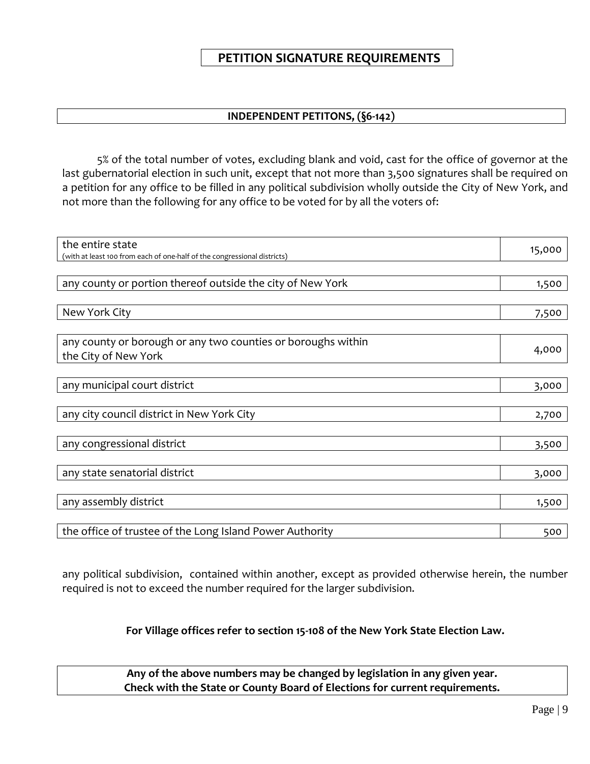# PETITION SIGNATURE REQUIREMENTS

## INDEPENDENT PETITONS, (§6-142)

5% of the total number of votes, excluding blank and void, cast for the office of governor at the last gubernatorial election in such unit, except that not more than 3,500 signatures shall be required on a petition for any office to be filled in any political subdivision wholly outside the City of New York, and not more than the following for any office to be voted for by all the voters of:

| Office | Signatures |
|---|---|
| the entire state (with at least 100 from each of one-half of the congressional districts) | 15,000 |
| any county or portion thereof outside the city of New York | 1,500 |
| New York City | 7,500 |
| any county or borough or any two counties or boroughs within the City of New York | 4,000 |
| any municipal court district | 3,000 |
| any city council district in New York City | 2,700 |
| any congressional district | 3,500 |
| any state senatorial district | 3,000 |
| any assembly district | 1,500 |
| the office of trustee of the Long Island Power Authority | 500 |

any political subdivision, contained within another, except as provided otherwise herein, the number required is not to exceed the number required for the larger subdivision.

**For Village offices refer to section 15-108 of the New York State Election Law.**

**Any of the above numbers may be changed by legislation in any given year. Check with the State or County Board of Elections for current requirements.**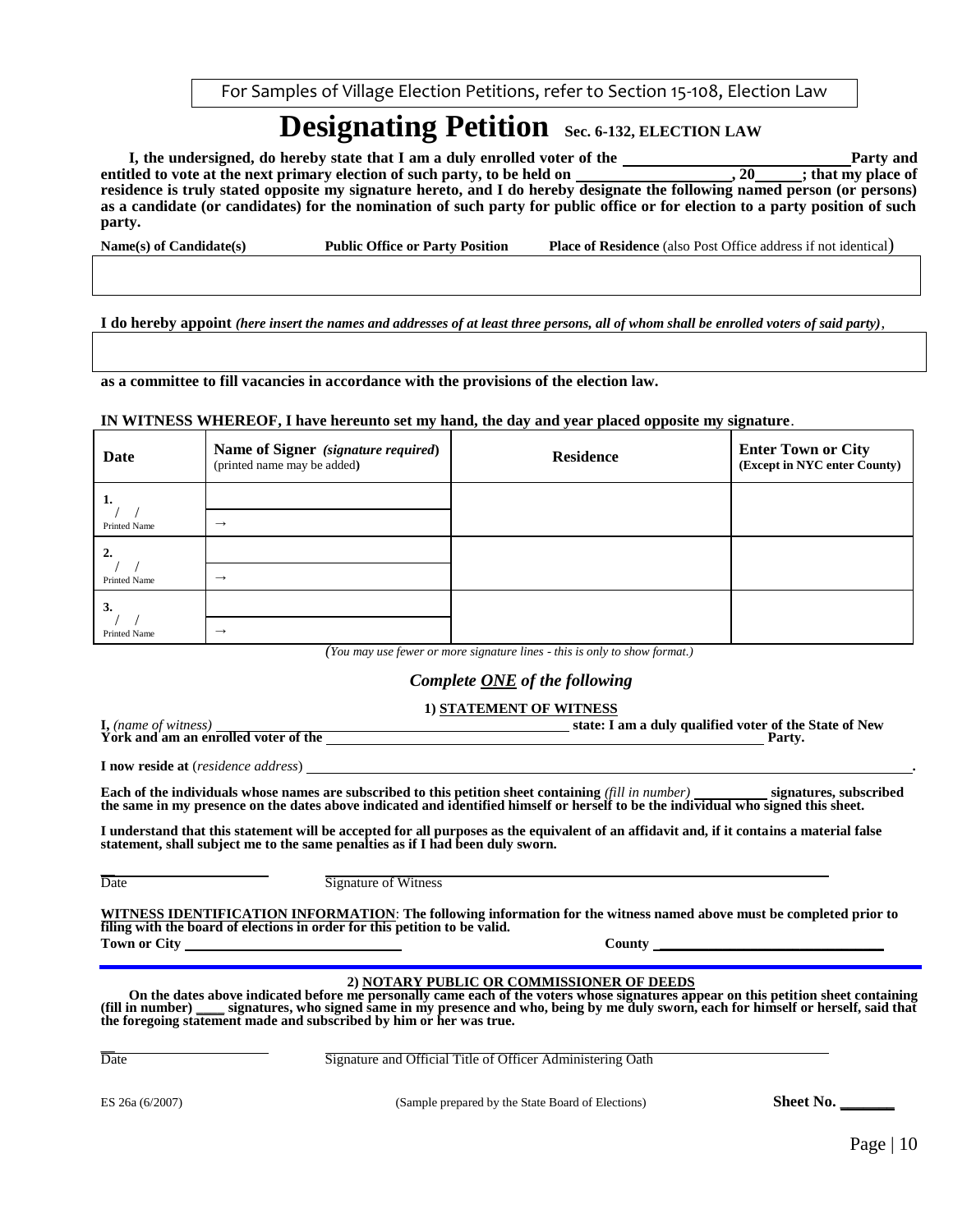For Samples of Village Election Petitions, refer to Section 15-108, Election Law

# Designating Petition Sec. 6-132, ELECTION LAW

**I, the undersigned, do hereby state that I am a duly enrolled voter of the \_\_\_\_\_\_\_\_\_\_\_\_\_\_\_\_\_\_\_\_\_\_\_\_\_\_\_\_\_ Party and entitled to vote at the next primary election of such party, to be held on \_\_\_\_\_\_\_\_\_\_\_\_\_\_\_\_\_\_\_, 20\_\_\_\_\_; that my place of residence is truly stated opposite my signature hereto, and I do hereby designate the following named person (or persons) as a candidate (or candidates) for the nomination of such party for public office or for election to a party position of such party.**

| **Name(s) of Candidate(s)** | **Public Office or Party Position** | **Place of Residence** (also Post Office address if not identical) |
|---|---|---|
| | | |

**I do hereby appoint** ***(here insert the names and addresses of at least three persons, all of whom shall be enrolled voters of said party)***,

**as a committee to fill vacancies in accordance with the provisions of the election law.**

**IN WITNESS WHEREOF, I have hereunto set my hand, the day and year placed opposite my signature**.

| Date | Name of Signer *(signature required)* (printed name may be added) | Residence | Enter Town or City (Except in NYC enter County) |
|---|---|---|---|
| 1. / / Printed Name | → | | |
| 2. / / Printed Name | → | | |
| 3. / / Printed Name | → | | |

*(You may use fewer or more signature lines - this is only to show format.)*

## *Complete ONE of the following*

### 1) STATEMENT OF WITNESS

**I,** *(name of witness)* \_\_\_\_\_\_\_\_\_\_\_\_\_\_\_\_\_\_\_\_\_\_\_\_\_\_\_\_\_\_\_\_\_\_\_\_ **state: I am a duly qualified voter of the State of New York and am an enrolled voter of the** \_\_\_\_\_\_\_\_\_\_\_\_\_\_\_\_\_\_\_\_\_\_\_\_\_\_\_\_\_\_\_\_\_\_\_\_ **Party.**

**I now reside at** (*residence address*) \_\_\_\_\_\_\_\_\_\_\_\_\_\_\_\_\_\_\_\_\_\_\_\_\_\_\_\_\_\_\_\_\_\_\_\_\_\_\_\_\_\_\_\_\_\_\_\_\_\_.

**Each of the individuals whose names are subscribed to this petition sheet containing** *(fill in number)* \_\_\_\_\_\_\_\_\_\_ **signatures, subscribed the same in my presence on the dates above indicated and identified himself or herself to be the individual who signed this sheet.**

**I understand that this statement will be accepted for all purposes as the equivalent of an affidavit and, if it contains a material false statement, shall subject me to the same penalties as if I had been duly sworn.**

\_\_\_\_\_\_\_\_\_\_\_\_\_\_\_\_\_\_\_\_ \_\_\_\_\_\_\_\_\_\_\_\_\_\_\_\_\_\_\_\_\_\_\_\_\_\_\_\_\_\_\_\_\_\_\_\_\_\_\_\_\_\_\_\_\_\_
Date Signature of Witness

**WITNESS IDENTIFICATION INFORMATION**: **The following information for the witness named above must be completed prior to filing with the board of elections in order for this petition to be valid.**

**Town or City** \_\_\_\_\_\_\_\_\_\_\_\_\_\_\_\_\_\_\_\_\_\_\_\_\_\_\_\_\_\_ **County** \_\_\_\_\_\_\_\_\_\_\_\_\_\_\_\_\_\_\_\_\_\_\_\_\_\_\_\_\_\_

### 2) NOTARY PUBLIC OR COMMISSIONER OF DEEDS

**On the dates above indicated before me personally came each of the voters whose signatures appear on this petition sheet containing (fill in number) \_\_\_\_ signatures, who signed same in my presence and who, being by me duly sworn, each for himself or herself, said that the foregoing statement made and subscribed by him or her was true.**

\_\_\_\_\_\_\_\_\_\_\_\_\_\_\_\_\_\_\_\_ \_\_\_\_\_\_\_\_\_\_\_\_\_\_\_\_\_\_\_\_\_\_\_\_\_\_\_\_\_\_\_\_\_\_\_\_\_\_\_\_\_\_\_\_\_\_
Date Signature and Official Title of Officer Administering Oath

ES 26a (6/2007) (Sample prepared by the State Board of Elections) **Sheet No.** \_\_\_\_\_\_\_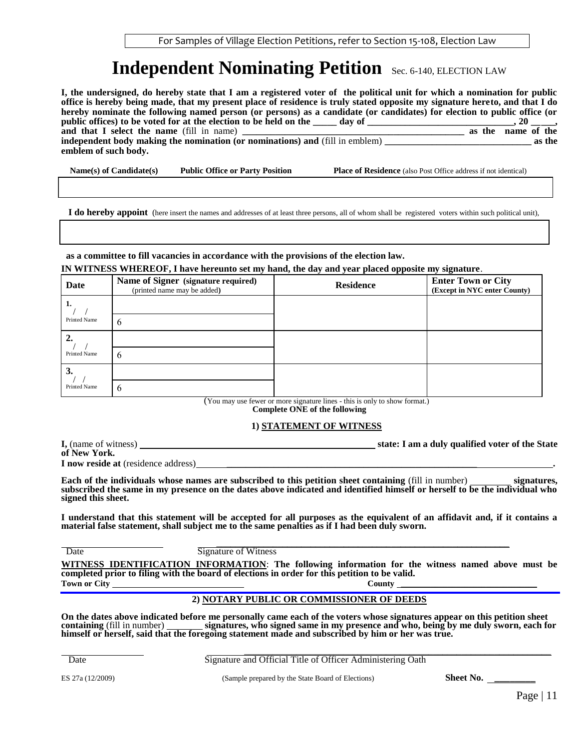For Samples of Village Election Petitions, refer to Section 15-108, Election Law

# Independent Nominating Petition Sec. 6-140, ELECTION LAW

**I, the undersigned, do hereby state that I am a registered voter of the political unit for which a nomination for public office is hereby being made, that my present place of residence is truly stated opposite my signature hereto, and that I do hereby nominate the following named person (or persons) as a candidate (or candidates) for election to public office (or public offices) to be voted for at the election to be held on the _____ day of ______________________________, 20 _____, and that I select the name** (fill in name) **_____________________________________________ as the name of the independent body making the nomination (or nominations) and** (fill in emblem) **______________________________ as the emblem of such body.**

| **Name(s) of Candidate(s)** | **Public Office or Party Position** | **Place of Residence** (also Post Office address if not identical) |
|---|---|---|
| | | |

**I do hereby appoint** (here insert the names and addresses of at least three persons, all of whom shall be registered voters within such political unit),

**as a committee to fill vacancies in accordance with the provisions of the election law.**

**IN WITNESS WHEREOF, I have hereunto set my hand, the day and year placed opposite my signature**.

| **Date** | **Name of Signer (signature required)** (printed name may be added) | **Residence** | **Enter Town or City (Except in NYC enter County)** |
|---|---|---|---|
| **1.** / / | | | |
| Printed Name | 6 | | |
| **2.** / / | | | |
| Printed Name | 6 | | |
| **3.** / / | | | |
| Printed Name | 6 | | |

(You may use fewer or more signature lines - this is only to show format.)

**Complete ONE of the following**

## 1) STATEMENT OF WITNESS

**I,** (name of witness) ______________________________________________ **state: I am a duly qualified voter of the State of New York.**

**I now reside at** (residence address)______________________________________________________________.

**Each of the individuals whose names are subscribed to this petition sheet containing** (fill in number) ________ **signatures, subscribed the same in my presence on the dates above indicated and identified himself or herself to be the individual who signed this sheet.**

**I understand that this statement will be accepted for all purposes as the equivalent of an affidavit and, if it contains a material false statement, shall subject me to the same penalties as if I had been duly sworn.**

____________________ ______________________________________________________________

Date Signature of Witness

**WITNESS IDENTIFICATION INFORMATION: The following information for the witness named above must be completed prior to filing with the board of elections in order for this petition to be valid.**

**Town or City** ______________________________ **County** ______________________________

## 2) NOTARY PUBLIC OR COMMISSIONER OF DEEDS

**On the dates above indicated before me personally came each of the voters whose signatures appear on this petition sheet containing** (fill in number) _______ **signatures, who signed same in my presence and who, being by me duly sworn, each for himself or herself, said that the foregoing statement made and subscribed by him or her was true.**

________________ ______________________________________________________________

Date Signature and Official Title of Officer Administering Oath

ES 27a (12/2009) (Sample prepared by the State Board of Elections) **Sheet No.** ________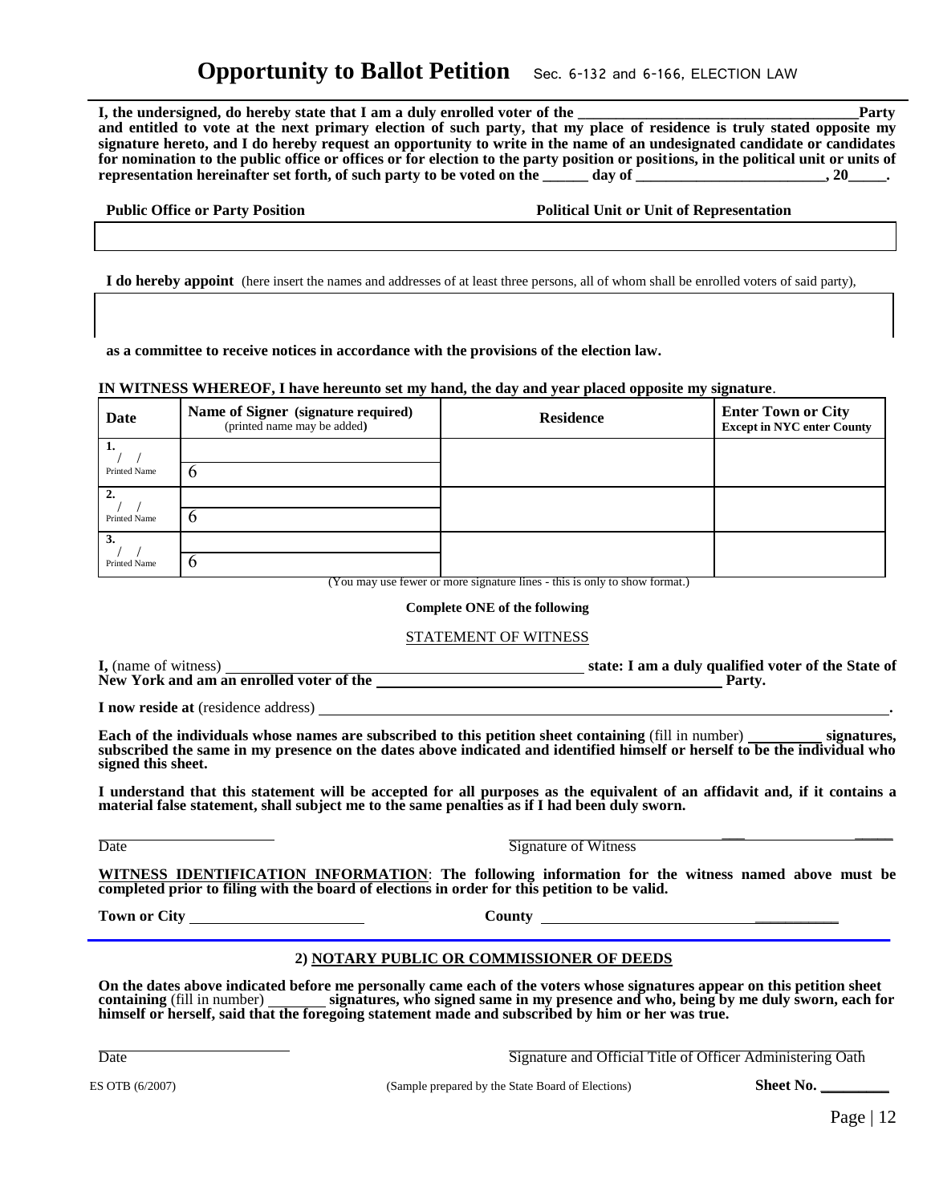# Opportunity to Ballot Petition Sec. 6-132 and 6-166, ELECTION LAW

**I, the undersigned, do hereby state that I am a duly enrolled voter of the ______________________________________ Party and entitled to vote at the next primary election of such party, that my place of residence is truly stated opposite my signature hereto, and I do hereby request an opportunity to write in the name of an undesignated candidate or candidates for nomination to the public office or offices or for election to the party position or positions, in the political unit or units of representation hereinafter set forth, of such party to be voted on the ______ day of _________________________, 20_____.**

| Public Office or Party Position | Political Unit or Unit of Representation |
|---|---|
| | |

**I do hereby appoint** (here insert the names and addresses of at least three persons, all of whom shall be enrolled voters of said party),

**as a committee to receive notices in accordance with the provisions of the election law.**

**IN WITNESS WHEREOF, I have hereunto set my hand, the day and year placed opposite my signature**.

| Date | Name of Signer (signature required) (printed name may be added) | Residence | Enter Town or City Except in NYC enter County |
|---|---|---|---|
| 1. / / Printed Name | 6 | | |
| 2. / / Printed Name | 6 | | |
| 3. / / Printed Name | 6 | | |

(You may use fewer or more signature lines - this is only to show format.)

**Complete ONE of the following**

STATEMENT OF WITNESS

**I,** (name of witness) ________________________________ **state: I am a duly qualified voter of the State of New York and am an enrolled voter of the** ________________________________ **Party.**

**I now reside at** (residence address) ________________________________________________.

**Each of the individuals whose names are subscribed to this petition sheet containing** (fill in number) _________ **signatures, subscribed the same in my presence on the dates above indicated and identified himself or herself to be the individual who signed this sheet.**

**I understand that this statement will be accepted for all purposes as the equivalent of an affidavit and, if it contains a material false statement, shall subject me to the same penalties as if I had been duly sworn.**

_____________________ Date &nbsp;&nbsp;&nbsp;&nbsp;&nbsp;&nbsp; _____________________ Signature of Witness

**WITNESS IDENTIFICATION INFORMATION**: **The following information for the witness named above must be completed prior to filing with the board of elections in order for this petition to be valid.**

**Town or City** _____________________ **County** _____________________

**2) NOTARY PUBLIC OR COMMISSIONER OF DEEDS**

**On the dates above indicated before me personally came each of the voters whose signatures appear on this petition sheet containing** (fill in number) _______ **signatures, who signed same in my presence and who, being by me duly sworn, each for himself or herself, said that the foregoing statement made and subscribed by him or her was true.**

_____________________ Date &nbsp;&nbsp;&nbsp;&nbsp;&nbsp;&nbsp; _____________________ Signature and Official Title of Officer Administering Oath

ES OTB (6/2007) (Sample prepared by the State Board of Elections) **Sheet No.** _________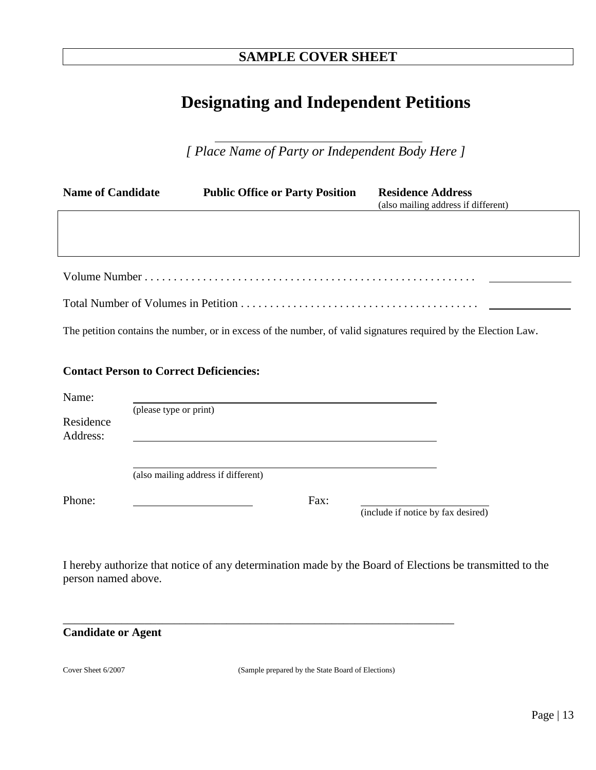**SAMPLE COVER SHEET**

# Designating and Independent Petitions

\_\_\_\_\_\_\_\_\_\_\_\_\_\_\_\_\_\_\_\_\_\_\_\_\_\_\_\_\_\_\_\_

*[ Place Name of Party or Independent Body Here ]*

| **Name of Candidate** | **Public Office or Party Position** | **Residence Address** (also mailing address if different) |
|---|---|---|
| | | |

Volume Number . . . . . . . . . . . . . . . . . . . . . . . . . . . . . . . . . . . . . . . . . . . . . . . . . . . . . . . . . \_\_\_\_\_\_\_\_\_\_\_\_

Total Number of Volumes in Petition . . . . . . . . . . . . . . . . . . . . . . . . . . . . . . . . . . . . . . . . . \_\_\_\_\_\_\_\_\_\_\_\_

The petition contains the number, or in excess of the number, of valid signatures required by the Election Law.

**Contact Person to Correct Deficiencies:**

Name: \_\_\_\_\_\_\_\_\_\_\_\_\_\_\_\_\_\_\_\_\_\_\_\_\_\_\_\_\_\_\_\_\_\_\_\_\_\_\_\_\_\_\_\_\_\_
(please type or print)

Residence Address: \_\_\_\_\_\_\_\_\_\_\_\_\_\_\_\_\_\_\_\_\_\_\_\_\_\_\_\_\_\_\_\_\_\_\_\_\_\_\_\_\_\_\_\_\_\_

\_\_\_\_\_\_\_\_\_\_\_\_\_\_\_\_\_\_\_\_\_\_\_\_\_\_\_\_\_\_\_\_\_\_\_\_\_\_\_\_\_\_\_\_\_\_
(also mailing address if different)

Phone: \_\_\_\_\_\_\_\_\_\_\_\_\_\_\_\_\_\_ Fax: \_\_\_\_\_\_\_\_\_\_\_\_\_\_\_\_\_\_\_\_
(include if notice by fax desired)

I hereby authorize that notice of any determination made by the Board of Elections be transmitted to the person named above.

\_\_\_\_\_\_\_\_\_\_\_\_\_\_\_\_\_\_\_\_\_\_\_\_\_\_\_\_\_\_\_\_\_\_\_\_\_\_\_\_\_\_\_\_\_\_\_\_\_\_\_\_\_\_\_\_\_\_\_\_

**Candidate or Agent**

Cover Sheet 6/2007 (Sample prepared by the State Board of Elections)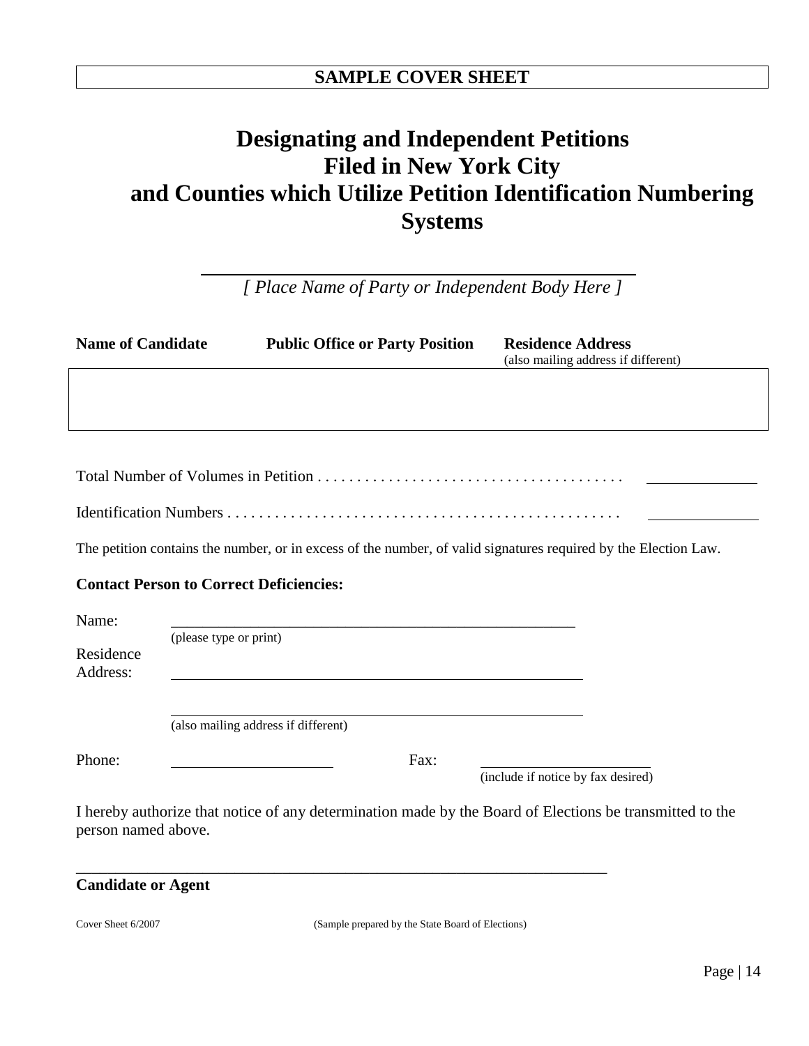**SAMPLE COVER SHEET**

# Designating and Independent Petitions Filed in New York City and Counties which Utilize Petition Identification Numbering Systems

\_\_\_\_\_\_\_\_\_\_\_\_\_\_\_\_\_\_\_\_\_\_\_\_\_\_\_\_\_\_\_\_\_\_\_\_\_\_\_\_

*[ Place Name of Party or Independent Body Here ]*

| **Name of Candidate** | **Public Office or Party Position** | **Residence Address** (also mailing address if different) |
|---|---|---|
| | | |

Total Number of Volumes in Petition . . . . . . . . . . . . . . . . . . . . . . . . . . . . . . . . . . . . . . . \_\_\_\_\_\_\_\_\_\_\_\_

Identification Numbers . . . . . . . . . . . . . . . . . . . . . . . . . . . . . . . . . . . . . . . . . . . . . . . . . \_\_\_\_\_\_\_\_\_\_\_\_

The petition contains the number, or in excess of the number, of valid signatures required by the Election Law.

**Contact Person to Correct Deficiencies:**

Name: \_\_\_\_\_\_\_\_\_\_\_\_\_\_\_\_\_\_\_\_\_\_\_\_\_\_\_\_\_\_\_\_\_\_\_\_\_\_\_\_\_\_\_\_
(please type or print)

Residence Address: \_\_\_\_\_\_\_\_\_\_\_\_\_\_\_\_\_\_\_\_\_\_\_\_\_\_\_\_\_\_\_\_\_\_\_\_\_\_\_\_\_\_\_\_

\_\_\_\_\_\_\_\_\_\_\_\_\_\_\_\_\_\_\_\_\_\_\_\_\_\_\_\_\_\_\_\_\_\_\_\_\_\_\_\_\_\_\_\_
(also mailing address if different)

Phone: \_\_\_\_\_\_\_\_\_\_\_\_\_\_\_\_\_\_ Fax: \_\_\_\_\_\_\_\_\_\_\_\_\_\_\_\_\_\_
(include if notice by fax desired)

I hereby authorize that notice of any determination made by the Board of Elections be transmitted to the person named above.

\_\_\_\_\_\_\_\_\_\_\_\_\_\_\_\_\_\_\_\_\_\_\_\_\_\_\_\_\_\_\_\_\_\_\_\_\_\_\_\_\_\_\_\_\_\_\_\_\_\_\_\_\_\_\_\_\_\_

**Candidate or Agent**

Cover Sheet 6/2007 (Sample prepared by the State Board of Elections)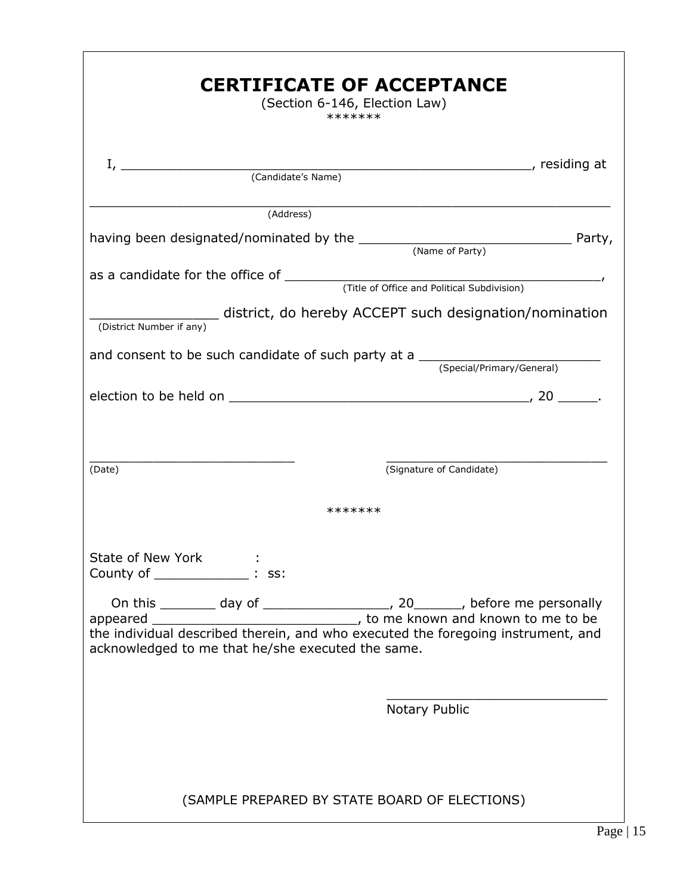# CERTIFICATE OF ACCEPTANCE

(Section 6-146, Election Law)

*******

I, ______________________________________________________, residing at
(Candidate's Name)

_____________________________________________________________________
(Address)

having been designated/nominated by the ____________________________ Party,
(Name of Party)

as a candidate for the office of ____________________________________________,
(Title of Office and Political Subdivision)

_______________ district, do hereby ACCEPT such designation/nomination
(District Number if any)

and consent to be such candidate of such party at a ______________________
(Special/Primary/General)

election to be held on ______________________________________, 20 _____.

___________________________ &nbsp;&nbsp;&nbsp;&nbsp;&nbsp;&nbsp;&nbsp;&nbsp; _____________________________
(Date) &nbsp;&nbsp;&nbsp;&nbsp;&nbsp;&nbsp;&nbsp;&nbsp;&nbsp;&nbsp;&nbsp;&nbsp;&nbsp;&nbsp;&nbsp;&nbsp;&nbsp;&nbsp;&nbsp;&nbsp;&nbsp;&nbsp;&nbsp;&nbsp;&nbsp;&nbsp;&nbsp;&nbsp;&nbsp;&nbsp;&nbsp;&nbsp;&nbsp;&nbsp; (Signature of Candidate)

*******

State of New York :
County of ____________ : ss:

On this _______ day of ________________, 20______, before me personally appeared ___________________________, to me known and known to me to be the individual described therein, and who executed the foregoing instrument, and acknowledged to me that he/she executed the same.

____________________________
Notary Public

(SAMPLE PREPARED BY STATE BOARD OF ELECTIONS)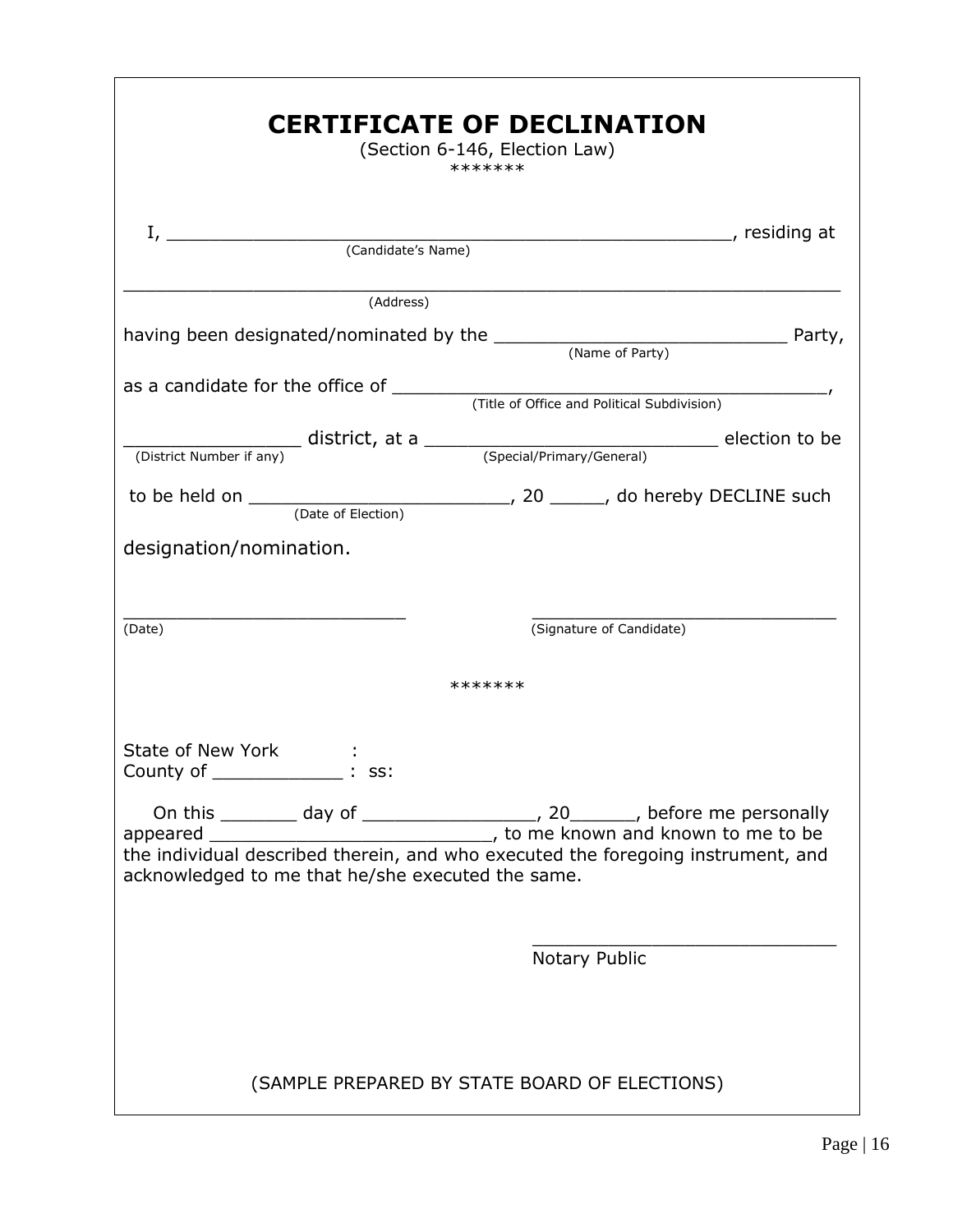# CERTIFICATE OF DECLINATION

(Section 6-146, Election Law)

*******

I, ______________________________________________, residing at
(Candidate's Name)

____________________________________________________________
(Address)

having been designated/nominated by the ___________________________ Party,
(Name of Party)

as a candidate for the office of ________________________________________,
(Title of Office and Political Subdivision)

________________ district, at a ___________________________ election to be
(District Number if any) (Special/Primary/General)

to be held on _______________________, 20 _____, do hereby DECLINE such
(Date of Election)

designation/nomination.

___________________________ ______________________________
(Date) (Signature of Candidate)

*******

State of New York :
County of ____________ : ss:

On this _______ day of ________________, 20______, before me personally appeared ___________________________, to me known and known to me to be the individual described therein, and who executed the foregoing instrument, and acknowledged to me that he/she executed the same.

____________________________
Notary Public

(SAMPLE PREPARED BY STATE BOARD OF ELECTIONS)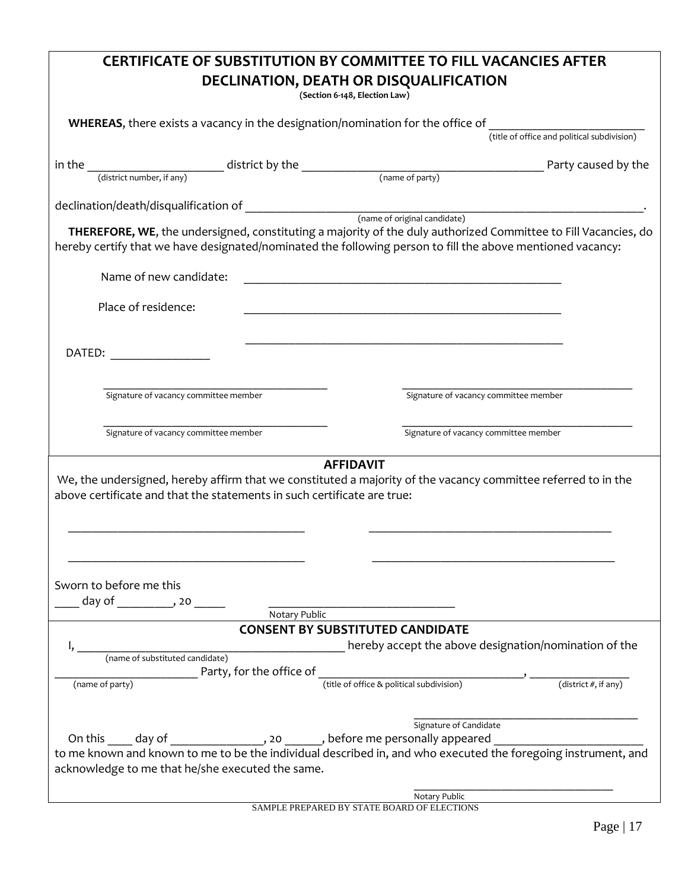# CERTIFICATE OF SUBSTITUTION BY COMMITTEE TO FILL VACANCIES AFTER DECLINATION, DEATH OR DISQUALIFICATION

**(Section 6-148, Election Law)**

**WHEREAS**, there exists a vacancy in the designation/nomination for the office of _________________________
(title of office and political subdivision)

in the ______________________ district by the ______________________________________ Party caused by the
(district number, if any) (name of party)

declination/death/disqualification of ________________________________________________________________.
(name of original candidate)

**THEREFORE, WE**, the undersigned, constituting a majority of the duly authorized Committee to Fill Vacancies, do hereby certify that we have designated/nominated the following person to fill the above mentioned vacancy:

Name of new candidate: _____________________________________________________

Place of residence: _____________________________________________________

_____________________________________________________

DATED: ________________

_______________________________________ Signature of vacancy committee member

_______________________________________ Signature of vacancy committee member

_______________________________________ Signature of vacancy committee member

_______________________________________ Signature of vacancy committee member

## AFFIDAVIT

We, the undersigned, hereby affirm that we constituted a majority of the vacancy committee referred to in the above certificate and that the statements in such certificate are true:

_______________________________________ _______________________________________

_______________________________________ _______________________________________

Sworn to before me this
____ day of _________, 20 _____ ________________________________
Notary Public

## CONSENT BY SUBSTITUTED CANDIDATE

I, ___________________________________________ hereby accept the above designation/nomination of the
(name of substituted candidate)

_______________________ Party, for the office of __________________________________, ________________
(name of party) (title of office & political subdivision) (district #, if any)

_______________________________________
Signature of Candidate

On this ____ day of _______________, 20 ______, before me personally appeared ________________________ to me known and known to me to be the individual described in, and who executed the foregoing instrument, and acknowledge to me that he/she executed the same.

__________________________________
Notary Public

SAMPLE PREPARED BY STATE BOARD OF ELECTIONS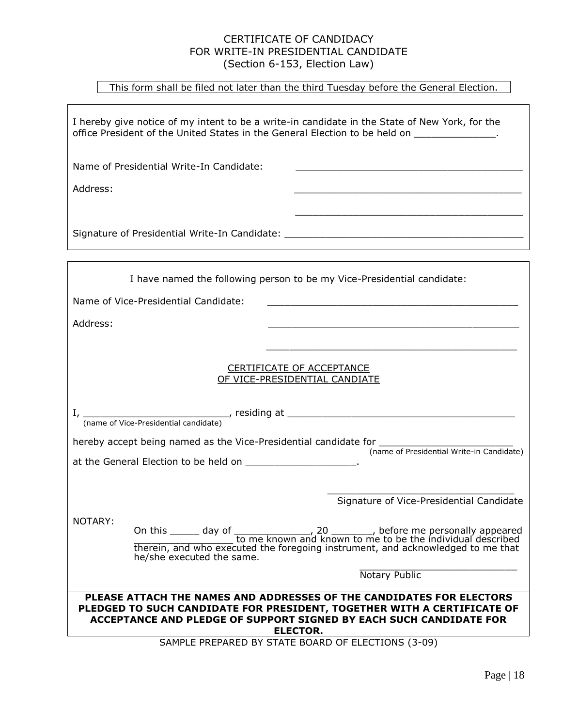# CERTIFICATE OF CANDIDACY
# FOR WRITE-IN PRESIDENTIAL CANDIDATE
(Section 6-153, Election Law)

This form shall be filed not later than the third Tuesday before the General Election.

I hereby give notice of my intent to be a write-in candidate in the State of New York, for the office President of the United States in the General Election to be held on ______________.

Name of Presidential Write-In Candidate: ________________________________________

Address: ________________________________________

________________________________________

Signature of Presidential Write-In Candidate: ________________________________________

I have named the following person to be my Vice-Presidential candidate:

Name of Vice-Presidential Candidate: ____________________________________________

Address: ____________________________________________

____________________________________________

## CERTIFICATE OF ACCEPTANCE OF VICE-PRESIDENTIAL CANDIATE

I, _________________________, residing at ________________________________________
(name of Vice-Presidential candidate)

hereby accept being named as the Vice-Presidential candidate for ________________________
(name of Presidential Write-in Candidate)

at the General Election to be held on ___________________.

_________________________________
Signature of Vice-Presidential Candidate

NOTARY:

On this _____ day of _____________, 20 _______, before me personally appeared _________________ to me known and known to me to be the individual described therein, and who executed the foregoing instrument, and acknowledged to me that he/she executed the same.

____________________________
Notary Public

**PLEASE ATTACH THE NAMES AND ADDRESSES OF THE CANDIDATES FOR ELECTORS PLEDGED TO SUCH CANDIDATE FOR PRESIDENT, TOGETHER WITH A CERTIFICATE OF ACCEPTANCE AND PLEDGE OF SUPPORT SIGNED BY EACH SUCH CANDIDATE FOR ELECTOR.**

SAMPLE PREPARED BY STATE BOARD OF ELECTIONS (3-09)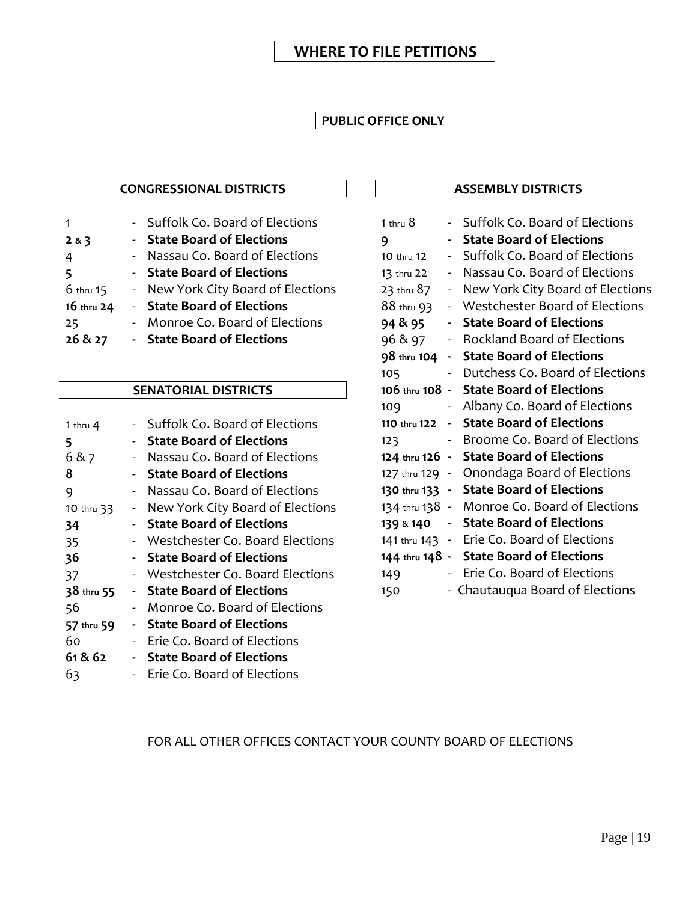# WHERE TO FILE PETITIONS

## PUBLIC OFFICE ONLY

### CONGRESSIONAL DISTRICTS

| District | | Where to File |
|---|---|---|
| 1 | - | Suffolk Co. Board of Elections |
| **2 & 3** | - | **State Board of Elections** |
| 4 | - | Nassau Co. Board of Elections |
| **5** | - | **State Board of Elections** |
| 6 thru 15 | - | New York City Board of Elections |
| **16 thru 24** | - | **State Board of Elections** |
| 25 | - | Monroe Co. Board of Elections |
| **26 & 27** | - | **State Board of Elections** |

### SENATORIAL DISTRICTS

| District | | Where to File |
|---|---|---|
| 1 thru 4 | - | Suffolk Co. Board of Elections |
| **5** | - | **State Board of Elections** |
| 6 & 7 | - | Nassau Co. Board of Elections |
| **8** | - | **State Board of Elections** |
| 9 | - | Nassau Co. Board of Elections |
| 10 thru 33 | - | New York City Board of Elections |
| **34** | - | **State Board of Elections** |
| 35 | - | Westchester Co. Board Elections |
| **36** | - | **State Board of Elections** |
| 37 | - | Westchester Co. Board Elections |
| **38 thru 55** | - | **State Board of Elections** |
| 56 | - | Monroe Co. Board of Elections |
| **57 thru 59** | - | **State Board of Elections** |
| 60 | - | Erie Co. Board of Elections |
| **61 & 62** | - | **State Board of Elections** |
| 63 | - | Erie Co. Board of Elections |

### ASSEMBLY DISTRICTS

| District | | Where to File |
|---|---|---|
| 1 thru 8 | - | Suffolk Co. Board of Elections |
| **9** | - | **State Board of Elections** |
| 10 thru 12 | - | Suffolk Co. Board of Elections |
| 13 thru 22 | - | Nassau Co. Board of Elections |
| 23 thru 87 | - | New York City Board of Elections |
| 88 thru 93 | - | Westchester Board of Elections |
| **94 & 95** | - | **State Board of Elections** |
| 96 & 97 | - | Rockland Board of Elections |
| **98 thru 104** | - | **State Board of Elections** |
| 105 | - | Dutchess Co. Board of Elections |
| **106 thru 108** | - | **State Board of Elections** |
| 109 | - | Albany Co. Board of Elections |
| **110 thru 122** | - | **State Board of Elections** |
| 123 | - | Broome Co. Board of Elections |
| **124 thru 126** | - | **State Board of Elections** |
| 127 thru 129 | - | Onondaga Board of Elections |
| **130 thru 133** | - | **State Board of Elections** |
| 134 thru 138 | - | Monroe Co. Board of Elections |
| **139 & 140** | - | **State Board of Elections** |
| 141 thru 143 | - | Erie Co. Board of Elections |
| **144 thru 148** | - | **State Board of Elections** |
| 149 | - | Erie Co. Board of Elections |
| 150 | - | Chautauqua Board of Elections |

FOR ALL OTHER OFFICES CONTACT YOUR COUNTY BOARD OF ELECTIONS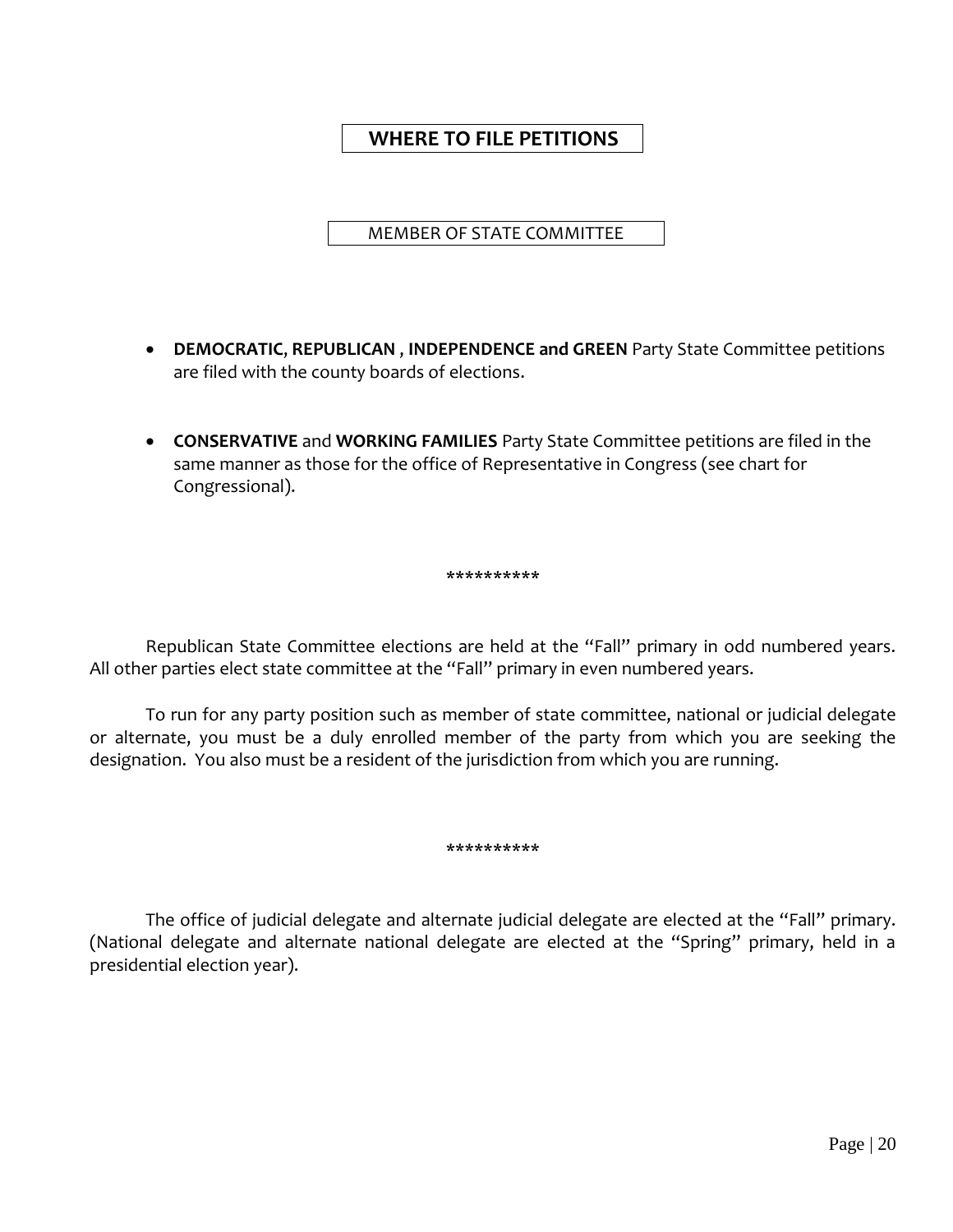# WHERE TO FILE PETITIONS

## MEMBER OF STATE COMMITTEE

- **DEMOCRATIC**, **REPUBLICAN** , **INDEPENDENCE and GREEN** Party State Committee petitions are filed with the county boards of elections.

- **CONSERVATIVE** and **WORKING FAMILIES** Party State Committee petitions are filed in the same manner as those for the office of Representative in Congress (see chart for Congressional).

**********

Republican State Committee elections are held at the "Fall" primary in odd numbered years. All other parties elect state committee at the "Fall" primary in even numbered years.

To run for any party position such as member of state committee, national or judicial delegate or alternate, you must be a duly enrolled member of the party from which you are seeking the designation. You also must be a resident of the jurisdiction from which you are running.

**********

The office of judicial delegate and alternate judicial delegate are elected at the "Fall" primary. (National delegate and alternate national delegate are elected at the "Spring" primary, held in a presidential election year).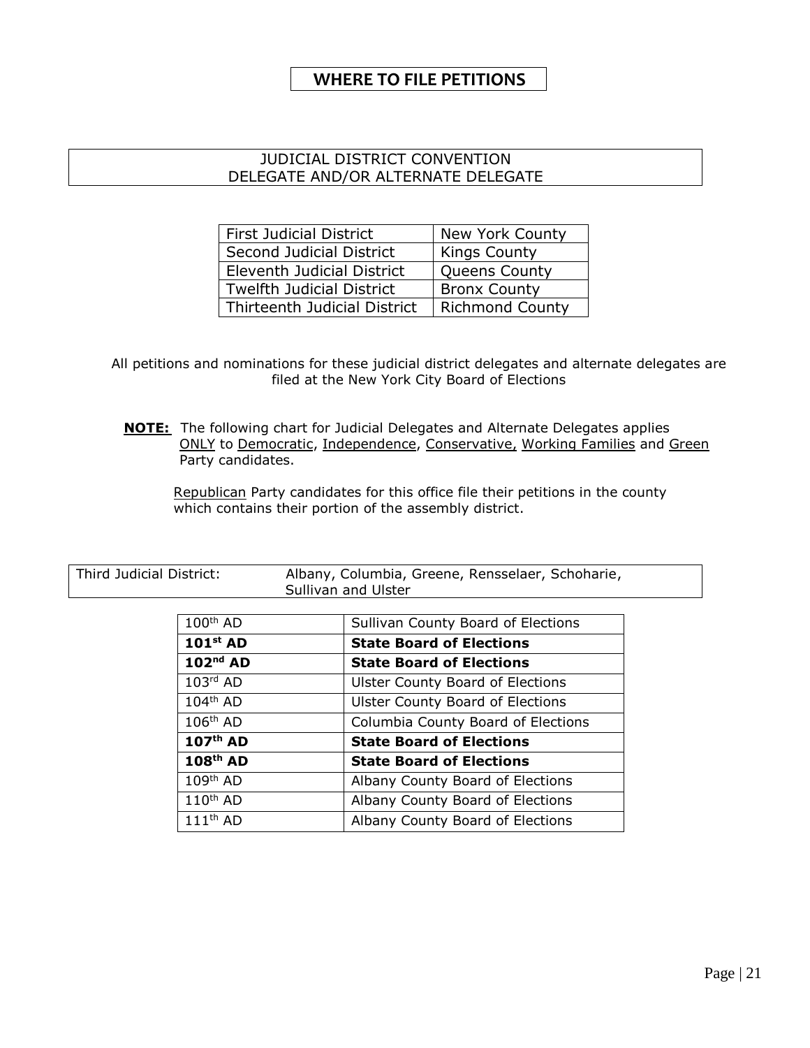# WHERE TO FILE PETITIONS

## JUDICIAL DISTRICT CONVENTION DELEGATE AND/OR ALTERNATE DELEGATE

| First Judicial District | New York County |
|---|---|
| Second Judicial District | Kings County |
| Eleventh Judicial District | Queens County |
| Twelfth Judicial District | Bronx County |
| Thirteenth Judicial District | Richmond County |

All petitions and nominations for these judicial district delegates and alternate delegates are filed at the New York City Board of Elections

**NOTE:** The following chart for Judicial Delegates and Alternate Delegates applies ONLY to Democratic, Independence, Conservative, Working Families and Green Party candidates.

Republican Party candidates for this office file their petitions in the county which contains their portion of the assembly district.

| Third Judicial District: | Albany, Columbia, Greene, Rensselaer, Schoharie, Sullivan and Ulster |
|---|---|

| 100th AD | Sullivan County Board of Elections |
|---|---|
| **101st AD** | **State Board of Elections** |
| **102nd AD** | **State Board of Elections** |
| 103rd AD | Ulster County Board of Elections |
| 104th AD | Ulster County Board of Elections |
| 106th AD | Columbia County Board of Elections |
| **107th AD** | **State Board of Elections** |
| **108th AD** | **State Board of Elections** |
| 109th AD | Albany County Board of Elections |
| 110th AD | Albany County Board of Elections |
| 111th AD | Albany County Board of Elections |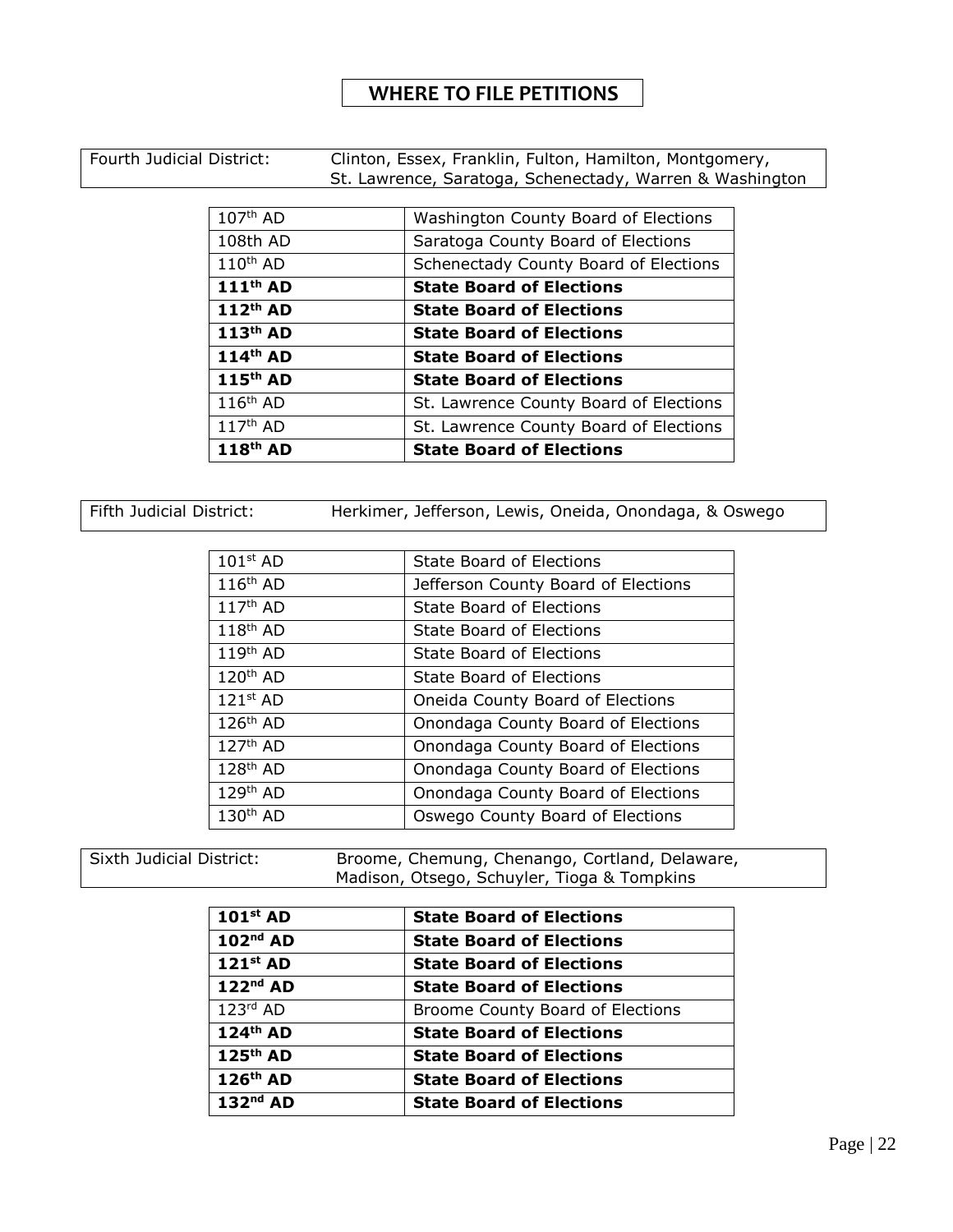# WHERE TO FILE PETITIONS

| Fourth Judicial District: | Clinton, Essex, Franklin, Fulton, Hamilton, Montgomery, St. Lawrence, Saratoga, Schenectady, Warren & Washington |
|---|---|

| | |
|---|---|
| 107th AD | Washington County Board of Elections |
| 108th AD | Saratoga County Board of Elections |
| 110th AD | Schenectady County Board of Elections |
| **111th AD** | **State Board of Elections** |
| **112th AD** | **State Board of Elections** |
| **113th AD** | **State Board of Elections** |
| **114th AD** | **State Board of Elections** |
| **115th AD** | **State Board of Elections** |
| 116th AD | St. Lawrence County Board of Elections |
| 117th AD | St. Lawrence County Board of Elections |
| **118th AD** | **State Board of Elections** |

| Fifth Judicial District: | Herkimer, Jefferson, Lewis, Oneida, Onondaga, & Oswego |
|---|---|

| | |
|---|---|
| 101st AD | State Board of Elections |
| 116th AD | Jefferson County Board of Elections |
| 117th AD | State Board of Elections |
| 118th AD | State Board of Elections |
| 119th AD | State Board of Elections |
| 120th AD | State Board of Elections |
| 121st AD | Oneida County Board of Elections |
| 126th AD | Onondaga County Board of Elections |
| 127th AD | Onondaga County Board of Elections |
| 128th AD | Onondaga County Board of Elections |
| 129th AD | Onondaga County Board of Elections |
| 130th AD | Oswego County Board of Elections |

| Sixth Judicial District: | Broome, Chemung, Chenango, Cortland, Delaware, Madison, Otsego, Schuyler, Tioga & Tompkins |
|---|---|

| | |
|---|---|
| **101st AD** | **State Board of Elections** |
| **102nd AD** | **State Board of Elections** |
| **121st AD** | **State Board of Elections** |
| **122nd AD** | **State Board of Elections** |
| 123rd AD | Broome County Board of Elections |
| **124th AD** | **State Board of Elections** |
| **125th AD** | **State Board of Elections** |
| **126th AD** | **State Board of Elections** |
| **132nd AD** | **State Board of Elections** |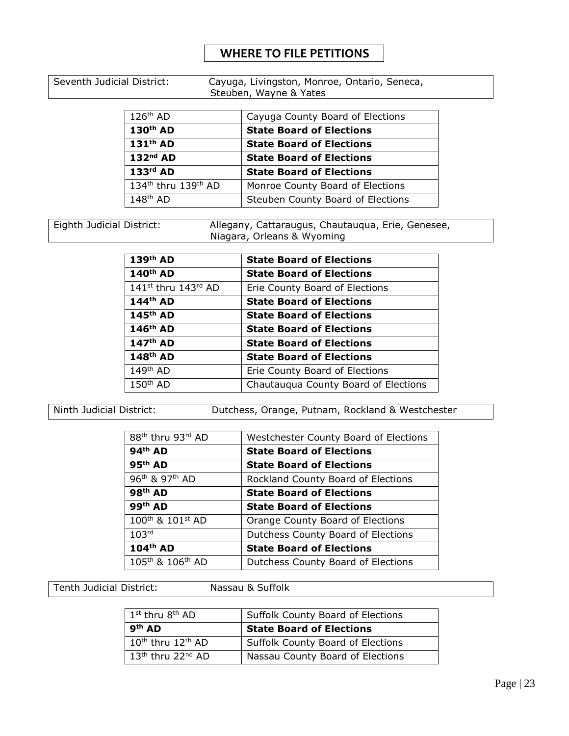# WHERE TO FILE PETITIONS

| Seventh Judicial District: | Cayuga, Livingston, Monroe, Ontario, Seneca, Steuben, Wayne & Yates |
|---|---|

| | |
|---|---|
| 126th AD | Cayuga County Board of Elections |
| **130th AD** | **State Board of Elections** |
| **131th AD** | **State Board of Elections** |
| **132nd AD** | **State Board of Elections** |
| **133rd AD** | **State Board of Elections** |
| 134th thru 139th AD | Monroe County Board of Elections |
| 148th AD | Steuben County Board of Elections |

| Eighth Judicial District: | Allegany, Cattaraugus, Chautauqua, Erie, Genesee, Niagara, Orleans & Wyoming |
|---|---|

| | |
|---|---|
| **139th AD** | **State Board of Elections** |
| **140th AD** | **State Board of Elections** |
| 141st thru 143rd AD | Erie County Board of Elections |
| **144th AD** | **State Board of Elections** |
| **145th AD** | **State Board of Elections** |
| **146th AD** | **State Board of Elections** |
| **147th AD** | **State Board of Elections** |
| **148th AD** | **State Board of Elections** |
| 149th AD | Erie County Board of Elections |
| 150th AD | Chautauqua County Board of Elections |

| Ninth Judicial District: | Dutchess, Orange, Putnam, Rockland & Westchester |
|---|---|

| | |
|---|---|
| 88th thru 93rd AD | Westchester County Board of Elections |
| **94th AD** | **State Board of Elections** |
| **95th AD** | **State Board of Elections** |
| 96th & 97th AD | Rockland County Board of Elections |
| **98th AD** | **State Board of Elections** |
| **99th AD** | **State Board of Elections** |
| 100th & 101st AD | Orange County Board of Elections |
| 103rd | Dutchess County Board of Elections |
| **104th AD** | **State Board of Elections** |
| 105th & 106th AD | Dutchess County Board of Elections |

| Tenth Judicial District: | Nassau & Suffolk |
|---|---|

| | |
|---|---|
| 1st thru 8th AD | Suffolk County Board of Elections |
| **9th AD** | **State Board of Elections** |
| 10th thru 12th AD | Suffolk County Board of Elections |
| 13th thru 22nd AD | Nassau County Board of Elections |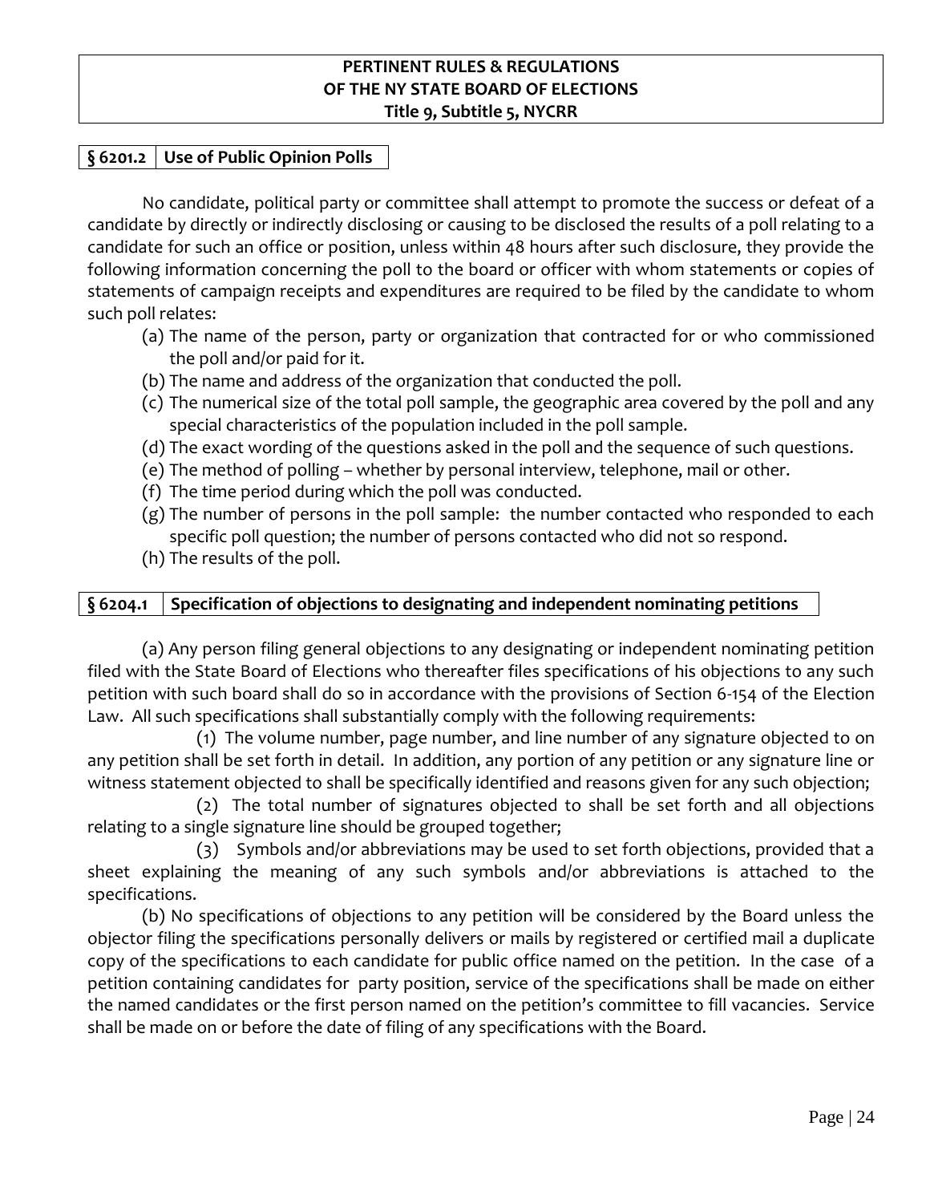**PERTINENT RULES & REGULATIONS**
**OF THE NY STATE BOARD OF ELECTIONS**
**Title 9, Subtitle 5, NYCRR**

## § 6201.2 Use of Public Opinion Polls

No candidate, political party or committee shall attempt to promote the success or defeat of a candidate by directly or indirectly disclosing or causing to be disclosed the results of a poll relating to a candidate for such an office or position, unless within 48 hours after such disclosure, they provide the following information concerning the poll to the board or officer with whom statements or copies of statements of campaign receipts and expenditures are required to be filed by the candidate to whom such poll relates:

(a) The name of the person, party or organization that contracted for or who commissioned the poll and/or paid for it.
(b) The name and address of the organization that conducted the poll.
(c) The numerical size of the total poll sample, the geographic area covered by the poll and any special characteristics of the population included in the poll sample.
(d) The exact wording of the questions asked in the poll and the sequence of such questions.
(e) The method of polling – whether by personal interview, telephone, mail or other.
(f) The time period during which the poll was conducted.
(g) The number of persons in the poll sample: the number contacted who responded to each specific poll question; the number of persons contacted who did not so respond.
(h) The results of the poll.

## § 6204.1 Specification of objections to designating and independent nominating petitions

(a) Any person filing general objections to any designating or independent nominating petition filed with the State Board of Elections who thereafter files specifications of his objections to any such petition with such board shall do so in accordance with the provisions of Section 6-154 of the Election Law. All such specifications shall substantially comply with the following requirements:

(1) The volume number, page number, and line number of any signature objected to on any petition shall be set forth in detail. In addition, any portion of any petition or any signature line or witness statement objected to shall be specifically identified and reasons given for any such objection;

(2) The total number of signatures objected to shall be set forth and all objections relating to a single signature line should be grouped together;

(3) Symbols and/or abbreviations may be used to set forth objections, provided that a sheet explaining the meaning of any such symbols and/or abbreviations is attached to the specifications.

(b) No specifications of objections to any petition will be considered by the Board unless the objector filing the specifications personally delivers or mails by registered or certified mail a duplicate copy of the specifications to each candidate for public office named on the petition. In the case of a petition containing candidates for party position, service of the specifications shall be made on either the named candidates or the first person named on the petition's committee to fill vacancies. Service shall be made on or before the date of filing of any specifications with the Board.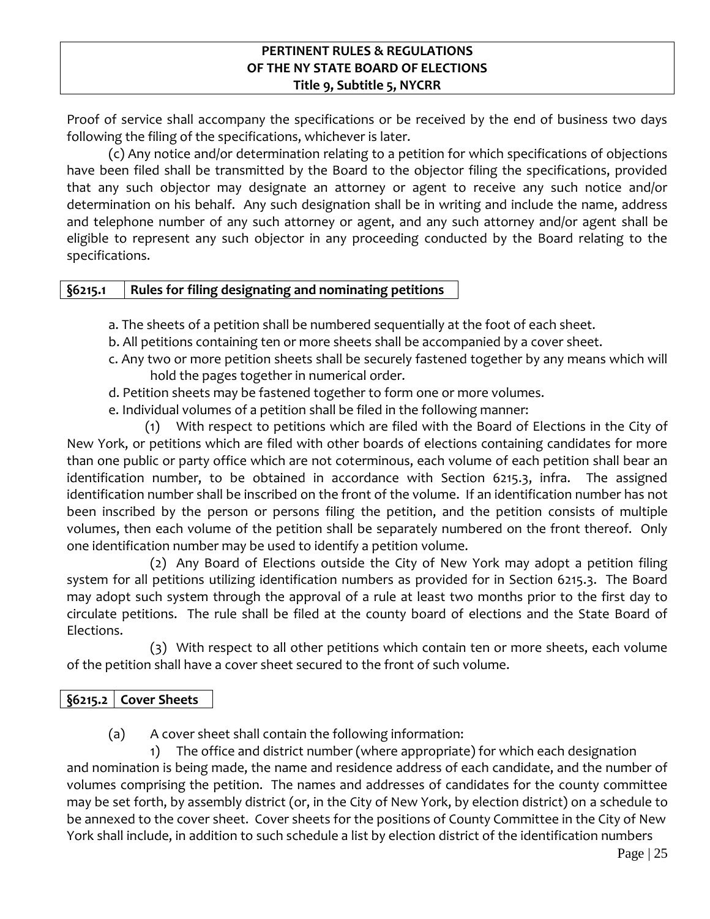Proof of service shall accompany the specifications or be received by the end of business two days following the filing of the specifications, whichever is later.

(c) Any notice and/or determination relating to a petition for which specifications of objections have been filed shall be transmitted by the Board to the objector filing the specifications, provided that any such objector may designate an attorney or agent to receive any such notice and/or determination on his behalf. Any such designation shall be in writing and include the name, address and telephone number of any such attorney or agent, and any such attorney and/or agent shall be eligible to represent any such objector in any proceeding conducted by the Board relating to the specifications.

## §6215.1 Rules for filing designating and nominating petitions

a. The sheets of a petition shall be numbered sequentially at the foot of each sheet.

b. All petitions containing ten or more sheets shall be accompanied by a cover sheet.

c. Any two or more petition sheets shall be securely fastened together by any means which will hold the pages together in numerical order.

d. Petition sheets may be fastened together to form one or more volumes.

e. Individual volumes of a petition shall be filed in the following manner:

(1) With respect to petitions which are filed with the Board of Elections in the City of New York, or petitions which are filed with other boards of elections containing candidates for more than one public or party office which are not coterminous, each volume of each petition shall bear an identification number, to be obtained in accordance with Section 6215.3, infra. The assigned identification number shall be inscribed on the front of the volume. If an identification number has not been inscribed by the person or persons filing the petition, and the petition consists of multiple volumes, then each volume of the petition shall be separately numbered on the front thereof. Only one identification number may be used to identify a petition volume.

(2) Any Board of Elections outside the City of New York may adopt a petition filing system for all petitions utilizing identification numbers as provided for in Section 6215.3. The Board may adopt such system through the approval of a rule at least two months prior to the first day to circulate petitions. The rule shall be filed at the county board of elections and the State Board of Elections.

(3) With respect to all other petitions which contain ten or more sheets, each volume of the petition shall have a cover sheet secured to the front of such volume.

## §6215.2 Cover Sheets

(a) A cover sheet shall contain the following information:

1) The office and district number (where appropriate) for which each designation and nomination is being made, the name and residence address of each candidate, and the number of volumes comprising the petition. The names and addresses of candidates for the county committee may be set forth, by assembly district (or, in the City of New York, by election district) on a schedule to be annexed to the cover sheet. Cover sheets for the positions of County Committee in the City of New York shall include, in addition to such schedule a list by election district of the identification numbers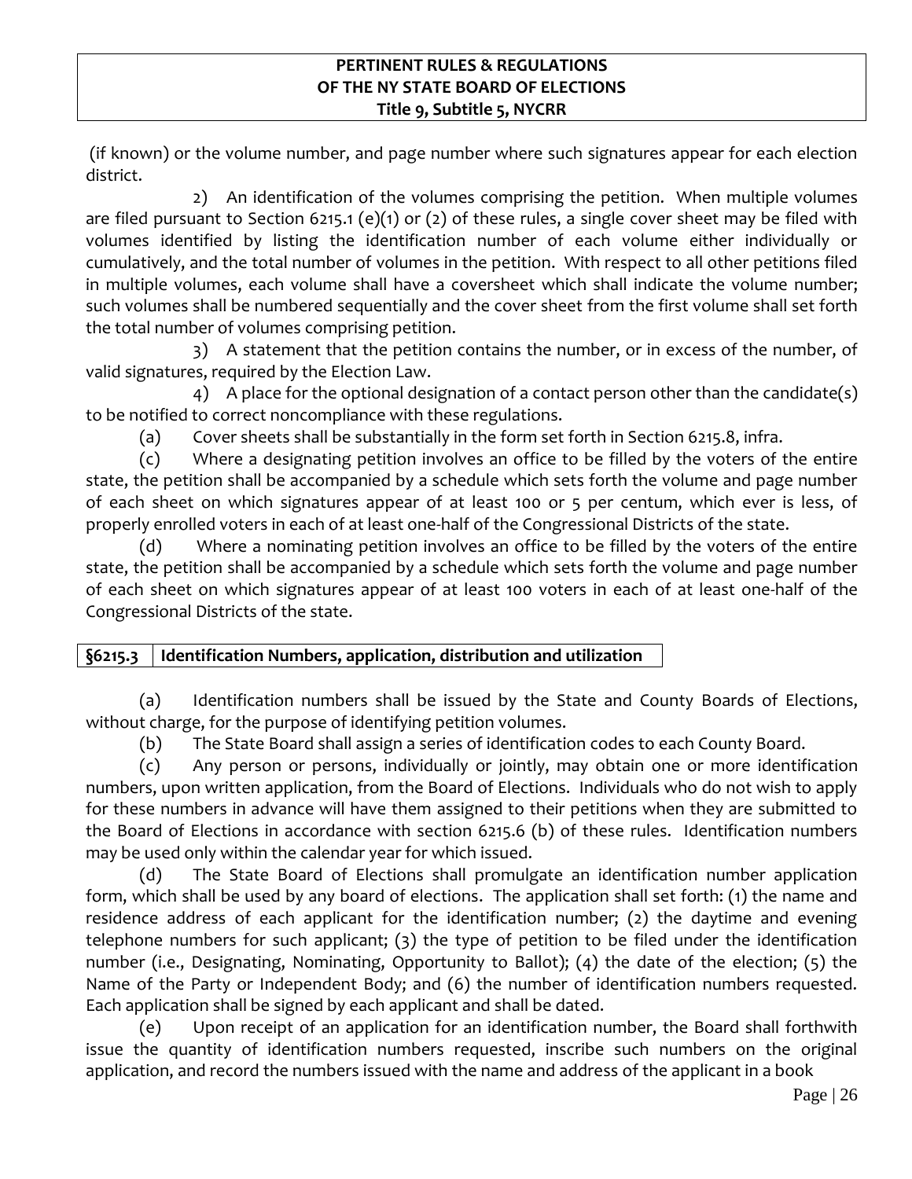(if known) or the volume number, and page number where such signatures appear for each election district.

2) An identification of the volumes comprising the petition. When multiple volumes are filed pursuant to Section 6215.1 (e)(1) or (2) of these rules, a single cover sheet may be filed with volumes identified by listing the identification number of each volume either individually or cumulatively, and the total number of volumes in the petition. With respect to all other petitions filed in multiple volumes, each volume shall have a coversheet which shall indicate the volume number; such volumes shall be numbered sequentially and the cover sheet from the first volume shall set forth the total number of volumes comprising petition.

3) A statement that the petition contains the number, or in excess of the number, of valid signatures, required by the Election Law.

4) A place for the optional designation of a contact person other than the candidate(s) to be notified to correct noncompliance with these regulations.

(a) Cover sheets shall be substantially in the form set forth in Section 6215.8, infra.

(c) Where a designating petition involves an office to be filled by the voters of the entire state, the petition shall be accompanied by a schedule which sets forth the volume and page number of each sheet on which signatures appear of at least 100 or 5 per centum, which ever is less, of properly enrolled voters in each of at least one-half of the Congressional Districts of the state.

(d) Where a nominating petition involves an office to be filled by the voters of the entire state, the petition shall be accompanied by a schedule which sets forth the volume and page number of each sheet on which signatures appear of at least 100 voters in each of at least one-half of the Congressional Districts of the state.

## §6215.3 Identification Numbers, application, distribution and utilization

(a) Identification numbers shall be issued by the State and County Boards of Elections, without charge, for the purpose of identifying petition volumes.

(b) The State Board shall assign a series of identification codes to each County Board.

(c) Any person or persons, individually or jointly, may obtain one or more identification numbers, upon written application, from the Board of Elections. Individuals who do not wish to apply for these numbers in advance will have them assigned to their petitions when they are submitted to the Board of Elections in accordance with section 6215.6 (b) of these rules. Identification numbers may be used only within the calendar year for which issued.

(d) The State Board of Elections shall promulgate an identification number application form, which shall be used by any board of elections. The application shall set forth: (1) the name and residence address of each applicant for the identification number; (2) the daytime and evening telephone numbers for such applicant; (3) the type of petition to be filed under the identification number (i.e., Designating, Nominating, Opportunity to Ballot); (4) the date of the election; (5) the Name of the Party or Independent Body; and (6) the number of identification numbers requested. Each application shall be signed by each applicant and shall be dated.

(e) Upon receipt of an application for an identification number, the Board shall forthwith issue the quantity of identification numbers requested, inscribe such numbers on the original application, and record the numbers issued with the name and address of the applicant in a book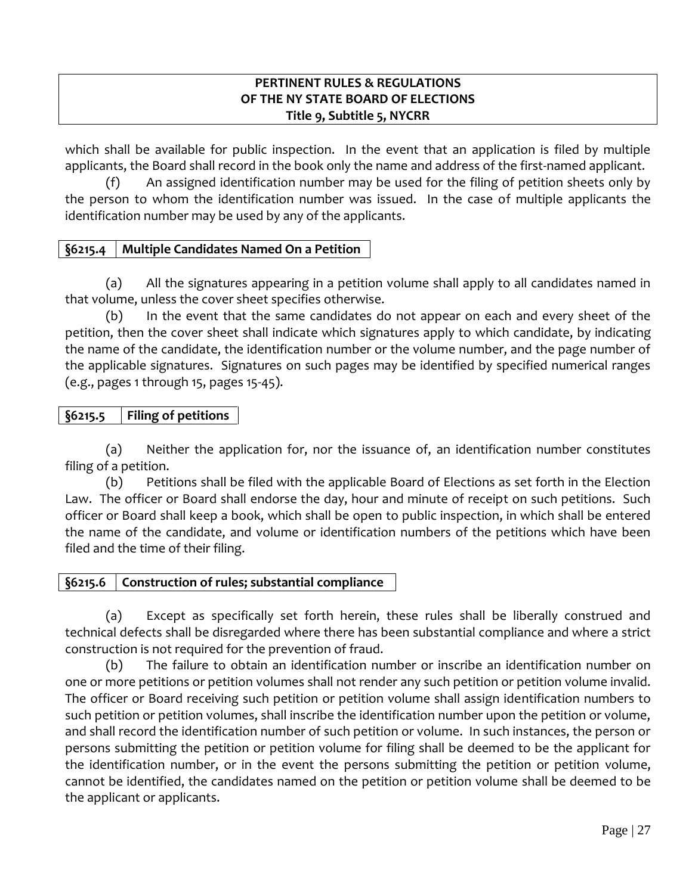which shall be available for public inspection. In the event that an application is filed by multiple applicants, the Board shall record in the book only the name and address of the first-named applicant.

(f) An assigned identification number may be used for the filing of petition sheets only by the person to whom the identification number was issued. In the case of multiple applicants the identification number may be used by any of the applicants.

## §6215.4 Multiple Candidates Named On a Petition

(a) All the signatures appearing in a petition volume shall apply to all candidates named in that volume, unless the cover sheet specifies otherwise.

(b) In the event that the same candidates do not appear on each and every sheet of the petition, then the cover sheet shall indicate which signatures apply to which candidate, by indicating the name of the candidate, the identification number or the volume number, and the page number of the applicable signatures. Signatures on such pages may be identified by specified numerical ranges (e.g., pages 1 through 15, pages 15-45).

## §6215.5 Filing of petitions

(a) Neither the application for, nor the issuance of, an identification number constitutes filing of a petition.

(b) Petitions shall be filed with the applicable Board of Elections as set forth in the Election Law. The officer or Board shall endorse the day, hour and minute of receipt on such petitions. Such officer or Board shall keep a book, which shall be open to public inspection, in which shall be entered the name of the candidate, and volume or identification numbers of the petitions which have been filed and the time of their filing.

## §6215.6 Construction of rules; substantial compliance

(a) Except as specifically set forth herein, these rules shall be liberally construed and technical defects shall be disregarded where there has been substantial compliance and where a strict construction is not required for the prevention of fraud.

(b) The failure to obtain an identification number or inscribe an identification number on one or more petitions or petition volumes shall not render any such petition or petition volume invalid. The officer or Board receiving such petition or petition volume shall assign identification numbers to such petition or petition volumes, shall inscribe the identification number upon the petition or volume, and shall record the identification number of such petition or volume. In such instances, the person or persons submitting the petition or petition volume for filing shall be deemed to be the applicant for the identification number, or in the event the persons submitting the petition or petition volume, cannot be identified, the candidates named on the petition or petition volume shall be deemed to be the applicant or applicants.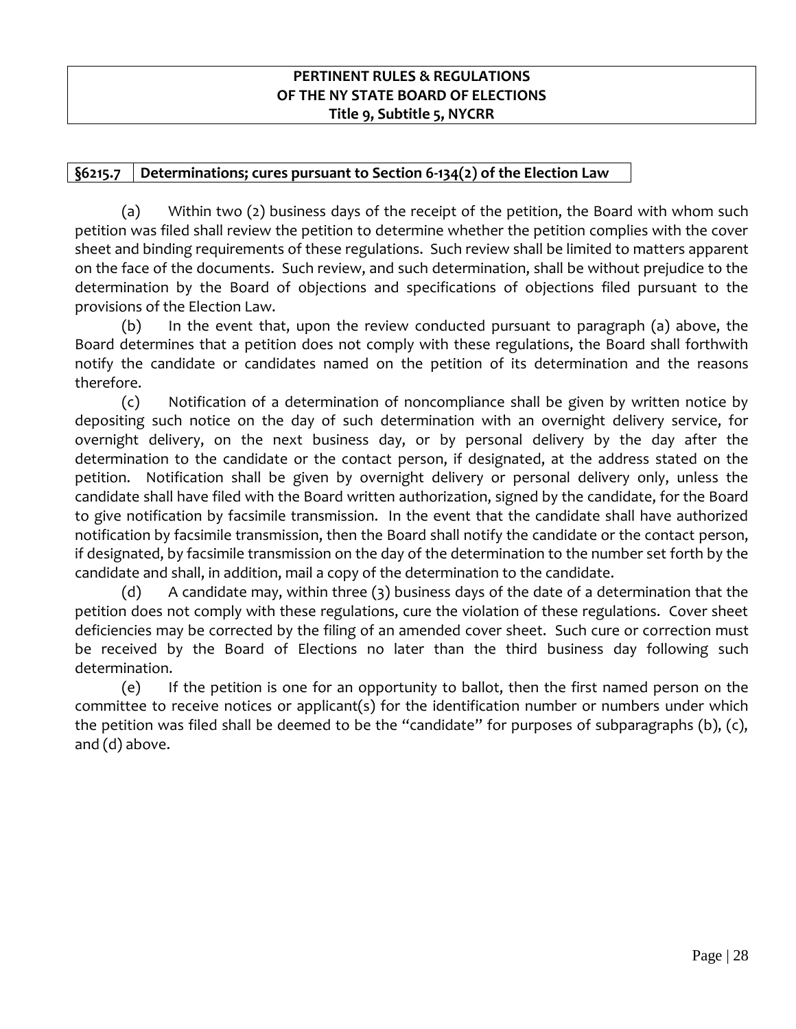**PERTINENT RULES & REGULATIONS**
**OF THE NY STATE BOARD OF ELECTIONS**
**Title 9, Subtitle 5, NYCRR**

## §6215.7 Determinations; cures pursuant to Section 6-134(2) of the Election Law

(a) Within two (2) business days of the receipt of the petition, the Board with whom such petition was filed shall review the petition to determine whether the petition complies with the cover sheet and binding requirements of these regulations. Such review shall be limited to matters apparent on the face of the documents. Such review, and such determination, shall be without prejudice to the determination by the Board of objections and specifications of objections filed pursuant to the provisions of the Election Law.

(b) In the event that, upon the review conducted pursuant to paragraph (a) above, the Board determines that a petition does not comply with these regulations, the Board shall forthwith notify the candidate or candidates named on the petition of its determination and the reasons therefore.

(c) Notification of a determination of noncompliance shall be given by written notice by depositing such notice on the day of such determination with an overnight delivery service, for overnight delivery, on the next business day, or by personal delivery by the day after the determination to the candidate or the contact person, if designated, at the address stated on the petition. Notification shall be given by overnight delivery or personal delivery only, unless the candidate shall have filed with the Board written authorization, signed by the candidate, for the Board to give notification by facsimile transmission. In the event that the candidate shall have authorized notification by facsimile transmission, then the Board shall notify the candidate or the contact person, if designated, by facsimile transmission on the day of the determination to the number set forth by the candidate and shall, in addition, mail a copy of the determination to the candidate.

(d) A candidate may, within three (3) business days of the date of a determination that the petition does not comply with these regulations, cure the violation of these regulations. Cover sheet deficiencies may be corrected by the filing of an amended cover sheet. Such cure or correction must be received by the Board of Elections no later than the third business day following such determination.

(e) If the petition is one for an opportunity to ballot, then the first named person on the committee to receive notices or applicant(s) for the identification number or numbers under which the petition was filed shall be deemed to be the "candidate" for purposes of subparagraphs (b), (c), and (d) above.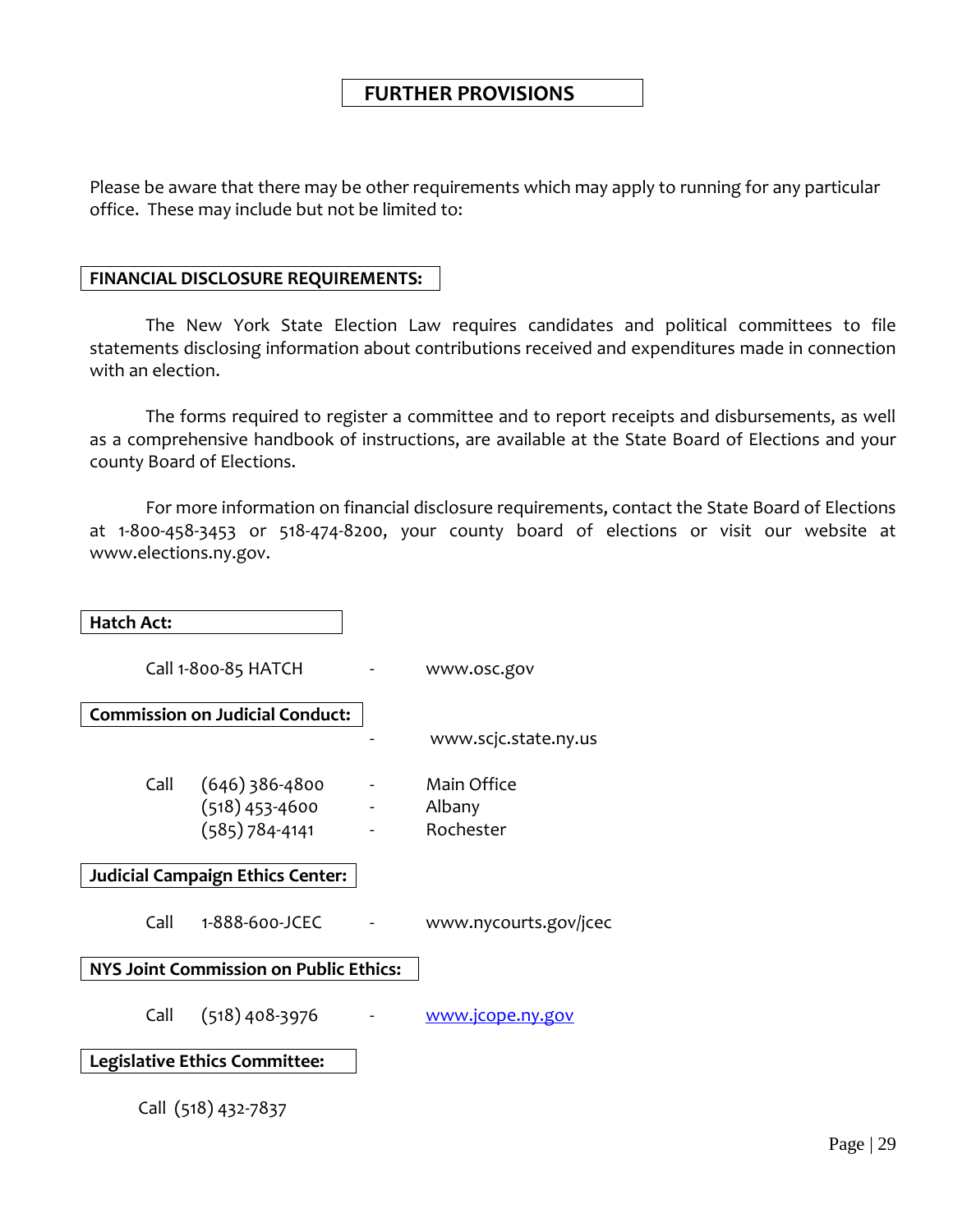# FURTHER PROVISIONS

Please be aware that there may be other requirements which may apply to running for any particular office. These may include but not be limited to:

## FINANCIAL DISCLOSURE REQUIREMENTS:

The New York State Election Law requires candidates and political committees to file statements disclosing information about contributions received and expenditures made in connection with an election.

The forms required to register a committee and to report receipts and disbursements, as well as a comprehensive handbook of instructions, are available at the State Board of Elections and your county Board of Elections.

For more information on financial disclosure requirements, contact the State Board of Elections at 1-800-458-3453 or 518-474-8200, your county board of elections or visit our website at www.elections.ny.gov.

## Hatch Act:

Call 1-800-85 HATCH - www.osc.gov

## Commission on Judicial Conduct:

\- www.scjc.state.ny.us

Call (646) 386-4800 - Main Office
(518) 453-4600 - Albany
(585) 784-4141 - Rochester

## Judicial Campaign Ethics Center:

Call 1-888-600-JCEC - www.nycourts.gov/jcec

## NYS Joint Commission on Public Ethics:

Call (518) 408-3976 - www.jcope.ny.gov

## Legislative Ethics Committee:

Call (518) 432-7837